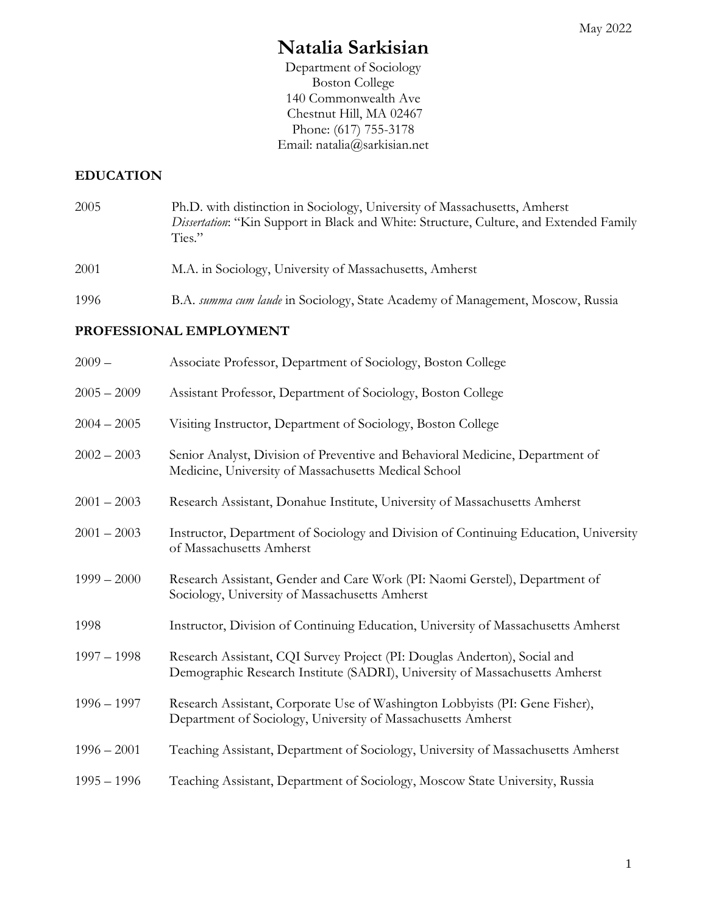May 2022

# Natalia Sarkisian

Department of Sociology
Boston College
140 Commonwealth Ave
Chestnut Hill, MA 02467
Phone: (617) 755-3178
Email: natalia@sarkisian.net

## EDUCATION

2005 — Ph.D. with distinction in Sociology, University of Massachusetts, Amherst
*Dissertation*: "Kin Support in Black and White: Structure, Culture, and Extended Family Ties."

2001 — M.A. in Sociology, University of Massachusetts, Amherst

1996 — B.A. *summa cum laude* in Sociology, State Academy of Management, Moscow, Russia

## PROFESSIONAL EMPLOYMENT

2009 – — Associate Professor, Department of Sociology, Boston College

2005 – 2009 — Assistant Professor, Department of Sociology, Boston College

2004 – 2005 — Visiting Instructor, Department of Sociology, Boston College

2002 – 2003 — Senior Analyst, Division of Preventive and Behavioral Medicine, Department of Medicine, University of Massachusetts Medical School

2001 – 2003 — Research Assistant, Donahue Institute, University of Massachusetts Amherst

2001 – 2003 — Instructor, Department of Sociology and Division of Continuing Education, University of Massachusetts Amherst

1999 – 2000 — Research Assistant, Gender and Care Work (PI: Naomi Gerstel), Department of Sociology, University of Massachusetts Amherst

1998 — Instructor, Division of Continuing Education, University of Massachusetts Amherst

1997 – 1998 — Research Assistant, CQI Survey Project (PI: Douglas Anderton), Social and Demographic Research Institute (SADRI), University of Massachusetts Amherst

1996 – 1997 — Research Assistant, Corporate Use of Washington Lobbyists (PI: Gene Fisher), Department of Sociology, University of Massachusetts Amherst

1996 – 2001 — Teaching Assistant, Department of Sociology, University of Massachusetts Amherst

1995 – 1996 — Teaching Assistant, Department of Sociology, Moscow State University, Russia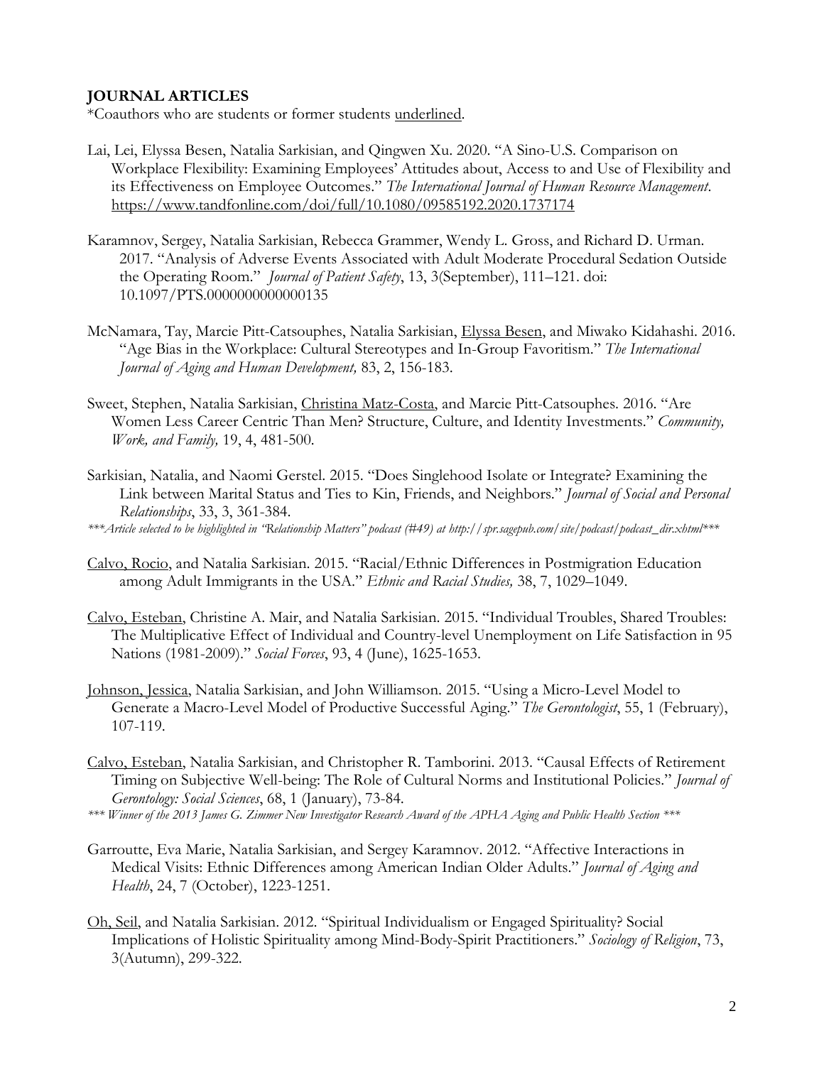## JOURNAL ARTICLES

*Coauthors who are students or former students <u>underlined</u>.

Lai, Lei, Elyssa Besen, Natalia Sarkisian, and Qingwen Xu. 2020. "A Sino-U.S. Comparison on Workplace Flexibility: Examining Employees' Attitudes about, Access to and Use of Flexibility and its Effectiveness on Employee Outcomes." *The International Journal of Human Resource Management*. https://www.tandfonline.com/doi/full/10.1080/09585192.2020.1737174

Karamnov, Sergey, Natalia Sarkisian, Rebecca Grammer, Wendy L. Gross, and Richard D. Urman. 2017. "Analysis of Adverse Events Associated with Adult Moderate Procedural Sedation Outside the Operating Room." *Journal of Patient Safety*, 13, 3(September), 111–121. doi: 10.1097/PTS.0000000000000135

McNamara, Tay, Marcie Pitt-Catsouphes, Natalia Sarkisian, <u>Elyssa Besen</u>, and Miwako Kidahashi. 2016. "Age Bias in the Workplace: Cultural Stereotypes and In-Group Favoritism." *The International Journal of Aging and Human Development,* 83, 2, 156-183.

Sweet, Stephen, Natalia Sarkisian, <u>Christina Matz-Costa</u>, and Marcie Pitt-Catsouphes. 2016. "Are Women Less Career Centric Than Men? Structure, Culture, and Identity Investments." *Community, Work, and Family,* 19, 4, 481-500.

Sarkisian, Natalia, and Naomi Gerstel. 2015. "Does Singlehood Isolate or Integrate? Examining the Link between Marital Status and Ties to Kin, Friends, and Neighbors." *Journal of Social and Personal Relationships*, 33, 3, 361-384.
****Article selected to be highlighted in "Relationship Matters" podcast (#49) at http://spr.sagepub.com/site/podcast/podcast_dir.xhtml****

<u>Calvo, Rocio</u>, and Natalia Sarkisian. 2015. "Racial/Ethnic Differences in Postmigration Education among Adult Immigrants in the USA." *Ethnic and Racial Studies,* 38, 7, 1029–1049.

<u>Calvo, Esteban</u>, Christine A. Mair, and Natalia Sarkisian. 2015. "Individual Troubles, Shared Troubles: The Multiplicative Effect of Individual and Country-level Unemployment on Life Satisfaction in 95 Nations (1981-2009)." *Social Forces*, 93, 4 (June), 1625-1653.

<u>Johnson, Jessica</u>, Natalia Sarkisian, and John Williamson. 2015. "Using a Micro-Level Model to Generate a Macro-Level Model of Productive Successful Aging." *The Gerontologist*, 55, 1 (February), 107-119.

<u>Calvo, Esteban</u>, Natalia Sarkisian, and Christopher R. Tamborini. 2013. "Causal Effects of Retirement Timing on Subjective Well-being: The Role of Cultural Norms and Institutional Policies." *Journal of Gerontology: Social Sciences*, 68, 1 (January), 73-84.
**** Winner of the 2013 James G. Zimmer New Investigator Research Award of the APHA Aging and Public Health Section ****

Garroutte, Eva Marie, Natalia Sarkisian, and Sergey Karamnov. 2012. "Affective Interactions in Medical Visits: Ethnic Differences among American Indian Older Adults." *Journal of Aging and Health*, 24, 7 (October), 1223-1251.

<u>Oh, Seil</u>, and Natalia Sarkisian. 2012. "Spiritual Individualism or Engaged Spirituality? Social Implications of Holistic Spirituality among Mind-Body-Spirit Practitioners." *Sociology of Religion*, 73, 3(Autumn), 299-322.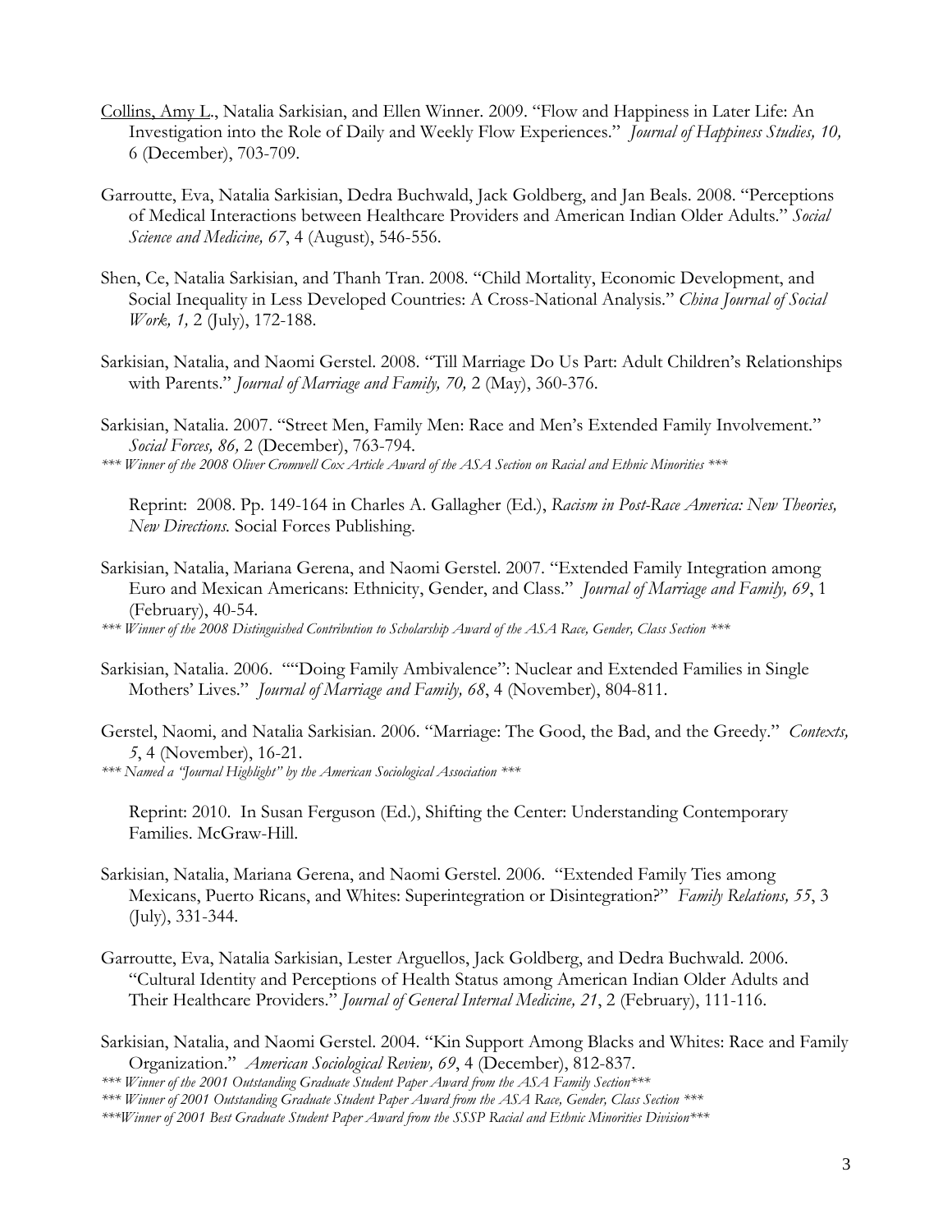Collins, Amy L., Natalia Sarkisian, and Ellen Winner. 2009. "Flow and Happiness in Later Life: An Investigation into the Role of Daily and Weekly Flow Experiences." *Journal of Happiness Studies, 10,* 6 (December), 703-709.

Garroutte, Eva, Natalia Sarkisian, Dedra Buchwald, Jack Goldberg, and Jan Beals. 2008. "Perceptions of Medical Interactions between Healthcare Providers and American Indian Older Adults." *Social Science and Medicine, 67*, 4 (August), 546-556.

Shen, Ce, Natalia Sarkisian, and Thanh Tran. 2008. "Child Mortality, Economic Development, and Social Inequality in Less Developed Countries: A Cross-National Analysis." *China Journal of Social Work, 1,* 2 (July), 172-188.

Sarkisian, Natalia, and Naomi Gerstel. 2008. "Till Marriage Do Us Part: Adult Children's Relationships with Parents." *Journal of Marriage and Family, 70,* 2 (May), 360-376.

Sarkisian, Natalia. 2007. "Street Men, Family Men: Race and Men's Extended Family Involvement." *Social Forces, 86,* 2 (December), 763-794.
*\*\*\* Winner of the 2008 Oliver Cromwell Cox Article Award of the ASA Section on Racial and Ethnic Minorities \*\*\**

Reprint: 2008. Pp. 149-164 in Charles A. Gallagher (Ed.), *Racism in Post-Race America: New Theories, New Directions.* Social Forces Publishing.

Sarkisian, Natalia, Mariana Gerena, and Naomi Gerstel. 2007. "Extended Family Integration among Euro and Mexican Americans: Ethnicity, Gender, and Class." *Journal of Marriage and Family, 69*, 1 (February), 40-54.
*\*\*\* Winner of the 2008 Distinguished Contribution to Scholarship Award of the ASA Race, Gender, Class Section \*\*\**

Sarkisian, Natalia. 2006. ""Doing Family Ambivalence": Nuclear and Extended Families in Single Mothers' Lives." *Journal of Marriage and Family, 68*, 4 (November), 804-811.

Gerstel, Naomi, and Natalia Sarkisian. 2006. "Marriage: The Good, the Bad, and the Greedy." *Contexts, 5*, 4 (November), 16-21.
*\*\*\* Named a "Journal Highlight" by the American Sociological Association \*\*\**

Reprint: 2010. In Susan Ferguson (Ed.), Shifting the Center: Understanding Contemporary Families. McGraw-Hill.

Sarkisian, Natalia, Mariana Gerena, and Naomi Gerstel. 2006. "Extended Family Ties among Mexicans, Puerto Ricans, and Whites: Superintegration or Disintegration?" *Family Relations, 55*, 3 (July), 331-344.

Garroutte, Eva, Natalia Sarkisian, Lester Arguellos, Jack Goldberg, and Dedra Buchwald. 2006. "Cultural Identity and Perceptions of Health Status among American Indian Older Adults and Their Healthcare Providers." *Journal of General Internal Medicine, 21*, 2 (February), 111-116.

Sarkisian, Natalia, and Naomi Gerstel. 2004. "Kin Support Among Blacks and Whites: Race and Family Organization." *American Sociological Review, 69*, 4 (December), 812-837.
*\*\*\* Winner of the 2001 Outstanding Graduate Student Paper Award from the ASA Family Section\*\*\**
*\*\*\* Winner of 2001 Outstanding Graduate Student Paper Award from the ASA Race, Gender, Class Section \*\*\**
*\*\*\*Winner of 2001 Best Graduate Student Paper Award from the SSSP Racial and Ethnic Minorities Division\*\*\**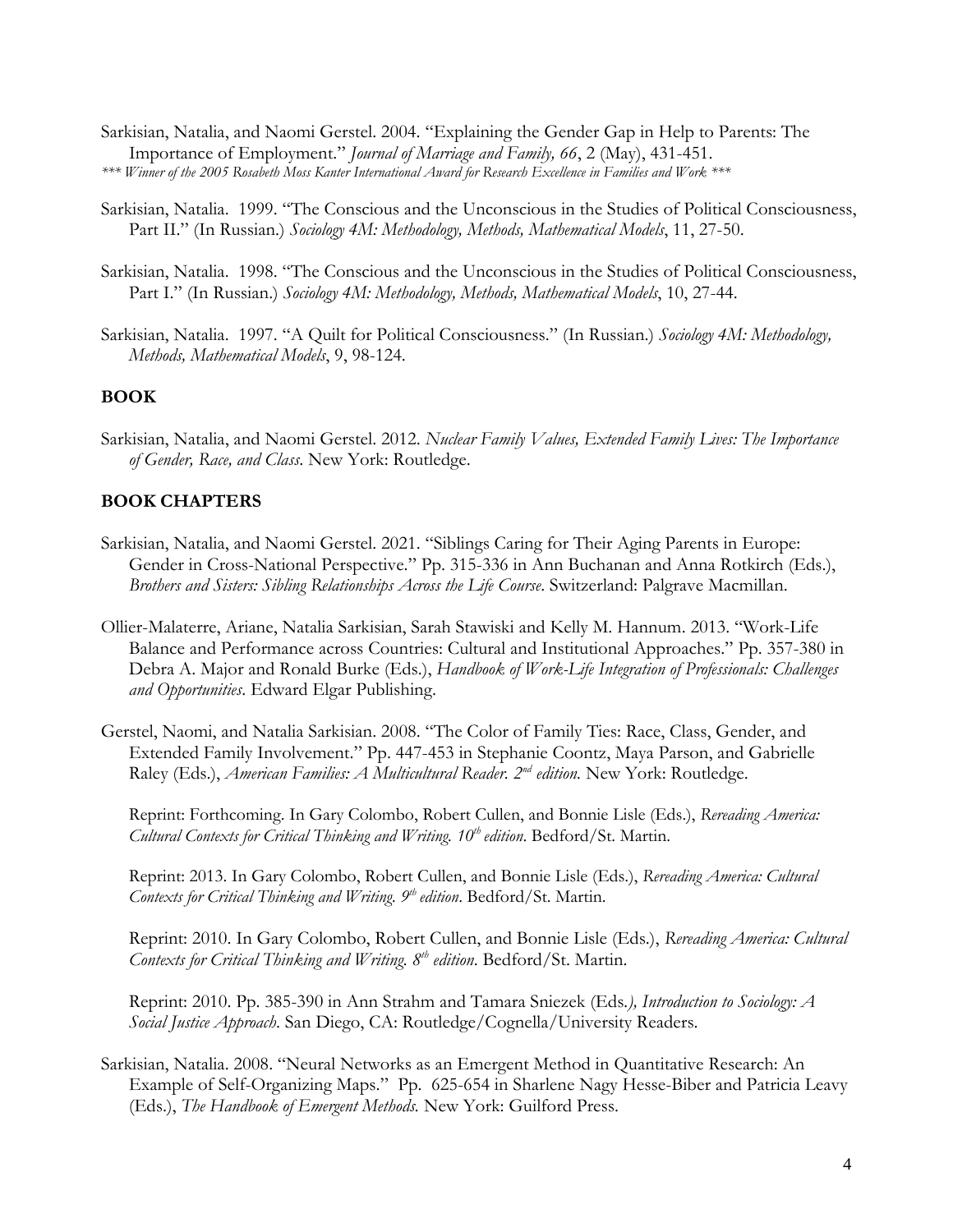Sarkisian, Natalia, and Naomi Gerstel. 2004. "Explaining the Gender Gap in Help to Parents: The Importance of Employment." *Journal of Marriage and Family, 66*, 2 (May), 431-451.
*\*\*\* Winner of the 2005 Rosabeth Moss Kanter International Award for Research Excellence in Families and Work \*\*\**

Sarkisian, Natalia. 1999. "The Conscious and the Unconscious in the Studies of Political Consciousness, Part II." (In Russian.) *Sociology 4M: Methodology, Methods, Mathematical Models*, 11, 27-50.

Sarkisian, Natalia. 1998. "The Conscious and the Unconscious in the Studies of Political Consciousness, Part I." (In Russian.) *Sociology 4M: Methodology, Methods, Mathematical Models*, 10, 27-44.

Sarkisian, Natalia. 1997. "A Quilt for Political Consciousness." (In Russian.) *Sociology 4M: Methodology, Methods, Mathematical Models*, 9, 98-124.

## BOOK

Sarkisian, Natalia, and Naomi Gerstel. 2012. *Nuclear Family Values, Extended Family Lives: The Importance of Gender, Race, and Class*. New York: Routledge.

## BOOK CHAPTERS

Sarkisian, Natalia, and Naomi Gerstel. 2021. "Siblings Caring for Their Aging Parents in Europe: Gender in Cross-National Perspective." Pp. 315-336 in Ann Buchanan and Anna Rotkirch (Eds.), *Brothers and Sisters: Sibling Relationships Across the Life Course*. Switzerland: Palgrave Macmillan.

Ollier-Malaterre, Ariane, Natalia Sarkisian, Sarah Stawiski and Kelly M. Hannum. 2013. "Work-Life Balance and Performance across Countries: Cultural and Institutional Approaches." Pp. 357-380 in Debra A. Major and Ronald Burke (Eds.), *Handbook of Work-Life Integration of Professionals: Challenges and Opportunities*. Edward Elgar Publishing.

Gerstel, Naomi, and Natalia Sarkisian. 2008. "The Color of Family Ties: Race, Class, Gender, and Extended Family Involvement." Pp. 447-453 in Stephanie Coontz, Maya Parson, and Gabrielle Raley (Eds.), *American Families: A Multicultural Reader. 2nd edition.* New York: Routledge.

Reprint: Forthcoming. In Gary Colombo, Robert Cullen, and Bonnie Lisle (Eds.), *Rereading America: Cultural Contexts for Critical Thinking and Writing. 10th edition.* Bedford/St. Martin.

Reprint: 2013. In Gary Colombo, Robert Cullen, and Bonnie Lisle (Eds.), *Rereading America: Cultural Contexts for Critical Thinking and Writing. 9th edition*. Bedford/St. Martin.

Reprint: 2010. In Gary Colombo, Robert Cullen, and Bonnie Lisle (Eds.), *Rereading America: Cultural Contexts for Critical Thinking and Writing. 8th edition*. Bedford/St. Martin.

Reprint: 2010. Pp. 385-390 in Ann Strahm and Tamara Sniezek (Eds.), *Introduction to Sociology: A Social Justice Approach*. San Diego, CA: Routledge/Cognella/University Readers.

Sarkisian, Natalia. 2008. "Neural Networks as an Emergent Method in Quantitative Research: An Example of Self-Organizing Maps." Pp. 625-654 in Sharlene Nagy Hesse-Biber and Patricia Leavy (Eds.), *The Handbook of Emergent Methods.* New York: Guilford Press.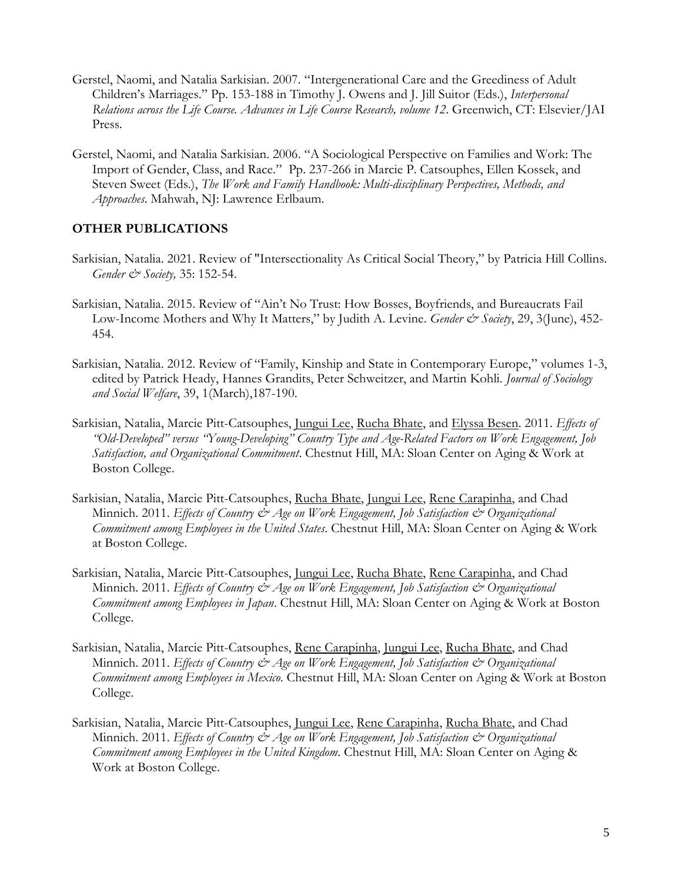Gerstel, Naomi, and Natalia Sarkisian. 2007. "Intergenerational Care and the Greediness of Adult Children's Marriages." Pp. 153-188 in Timothy J. Owens and J. Jill Suitor (Eds.), *Interpersonal Relations across the Life Course. Advances in Life Course Research, volume 12*. Greenwich, CT: Elsevier/JAI Press.

Gerstel, Naomi, and Natalia Sarkisian. 2006. "A Sociological Perspective on Families and Work: The Import of Gender, Class, and Race." Pp. 237-266 in Marcie P. Catsouphes, Ellen Kossek, and Steven Sweet (Eds.), *The Work and Family Handbook: Multi-disciplinary Perspectives, Methods, and Approaches*. Mahwah, NJ: Lawrence Erlbaum.

## OTHER PUBLICATIONS

Sarkisian, Natalia. 2021. Review of "Intersectionality As Critical Social Theory," by Patricia Hill Collins. *Gender & Society,* 35: 152-54.

Sarkisian, Natalia. 2015. Review of "Ain't No Trust: How Bosses, Boyfriends, and Bureaucrats Fail Low-Income Mothers and Why It Matters," by Judith A. Levine. *Gender & Society*, 29, 3(June), 452-454.

Sarkisian, Natalia. 2012. Review of "Family, Kinship and State in Contemporary Europe," volumes 1-3, edited by Patrick Heady, Hannes Grandits, Peter Schweitzer, and Martin Kohli. *Journal of Sociology and Social Welfare*, 39, 1(March),187-190.

Sarkisian, Natalia, Marcie Pitt-Catsouphes, Jungui Lee, Rucha Bhate, and Elyssa Besen. 2011. *Effects of "Old-Developed" versus "Young-Developing" Country Type and Age-Related Factors on Work Engagement, Job Satisfaction, and Organizational Commitment*. Chestnut Hill, MA: Sloan Center on Aging & Work at Boston College.

Sarkisian, Natalia, Marcie Pitt-Catsouphes, Rucha Bhate, Jungui Lee, Rene Carapinha, and Chad Minnich. 2011. *Effects of Country & Age on Work Engagement, Job Satisfaction & Organizational Commitment among Employees in the United States*. Chestnut Hill, MA: Sloan Center on Aging & Work at Boston College.

Sarkisian, Natalia, Marcie Pitt-Catsouphes, Jungui Lee, Rucha Bhate, Rene Carapinha, and Chad Minnich. 2011. *Effects of Country & Age on Work Engagement, Job Satisfaction & Organizational Commitment among Employees in Japan*. Chestnut Hill, MA: Sloan Center on Aging & Work at Boston College.

Sarkisian, Natalia, Marcie Pitt-Catsouphes, Rene Carapinha, Jungui Lee, Rucha Bhate, and Chad Minnich. 2011. *Effects of Country & Age on Work Engagement, Job Satisfaction & Organizational Commitment among Employees in Mexico.* Chestnut Hill, MA: Sloan Center on Aging & Work at Boston College.

Sarkisian, Natalia, Marcie Pitt-Catsouphes, Jungui Lee, Rene Carapinha, Rucha Bhate, and Chad Minnich. 2011. *Effects of Country & Age on Work Engagement, Job Satisfaction & Organizational Commitment among Employees in the United Kingdom.* Chestnut Hill, MA: Sloan Center on Aging & Work at Boston College.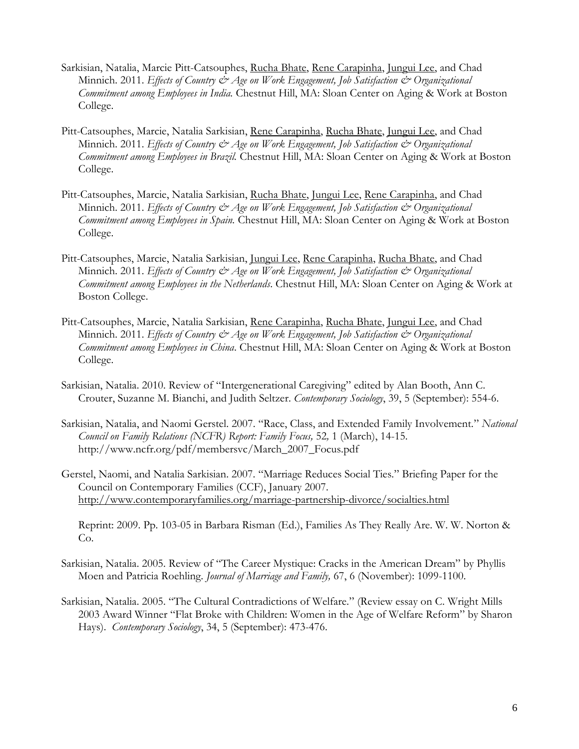Sarkisian, Natalia, Marcie Pitt-Catsouphes, <u>Rucha Bhate</u>, <u>Rene Carapinha</u>, <u>Jungui Lee</u>, and Chad Minnich. 2011. *Effects of Country & Age on Work Engagement, Job Satisfaction & Organizational Commitment among Employees in India.* Chestnut Hill, MA: Sloan Center on Aging & Work at Boston College.

Pitt-Catsouphes, Marcie, Natalia Sarkisian, <u>Rene Carapinha</u>, <u>Rucha Bhate</u>, <u>Jungui Lee</u>, and Chad Minnich. 2011. *Effects of Country & Age on Work Engagement, Job Satisfaction & Organizational Commitment among Employees in Brazil.* Chestnut Hill, MA: Sloan Center on Aging & Work at Boston College.

Pitt-Catsouphes, Marcie, Natalia Sarkisian, <u>Rucha Bhate</u>, <u>Jungui Lee</u>, <u>Rene Carapinha</u>, and Chad Minnich. 2011. *Effects of Country & Age on Work Engagement, Job Satisfaction & Organizational Commitment among Employees in Spain.* Chestnut Hill, MA: Sloan Center on Aging & Work at Boston College.

Pitt-Catsouphes, Marcie, Natalia Sarkisian, <u>Jungui Lee</u>, <u>Rene Carapinha</u>, <u>Rucha Bhate</u>, and Chad Minnich. 2011. *Effects of Country & Age on Work Engagement, Job Satisfaction & Organizational Commitment among Employees in the Netherlands*. Chestnut Hill, MA: Sloan Center on Aging & Work at Boston College.

Pitt-Catsouphes, Marcie, Natalia Sarkisian, <u>Rene Carapinha</u>, <u>Rucha Bhate</u>, <u>Jungui Lee</u>, and Chad Minnich. 2011. *Effects of Country & Age on Work Engagement, Job Satisfaction & Organizational Commitment among Employees in China*. Chestnut Hill, MA: Sloan Center on Aging & Work at Boston College.

Sarkisian, Natalia. 2010. Review of "Intergenerational Caregiving" edited by Alan Booth, Ann C. Crouter, Suzanne M. Bianchi, and Judith Seltzer. *Contemporary Sociology*, 39, 5 (September): 554-6.

Sarkisian, Natalia, and Naomi Gerstel. 2007. "Race, Class, and Extended Family Involvement." *National Council on Family Relations (NCFR) Report: Family Focus,* 52*,* 1 (March), 14-15. http://www.ncfr.org/pdf/membersvc/March_2007_Focus.pdf

Gerstel, Naomi, and Natalia Sarkisian. 2007. "Marriage Reduces Social Ties." Briefing Paper for the Council on Contemporary Families (CCF), January 2007. <u>http://www.contemporaryfamilies.org/marriage-partnership-divorce/socialties.html</u>

Reprint: 2009. Pp. 103-05 in Barbara Risman (Ed.), Families As They Really Are. W. W. Norton & Co.

Sarkisian, Natalia. 2005. Review of "The Career Mystique: Cracks in the American Dream" by Phyllis Moen and Patricia Roehling. *Journal of Marriage and Family,* 67, 6 (November): 1099-1100.

Sarkisian, Natalia. 2005. "The Cultural Contradictions of Welfare." (Review essay on C. Wright Mills 2003 Award Winner "Flat Broke with Children: Women in the Age of Welfare Reform" by Sharon Hays). *Contemporary Sociology*, 34, 5 (September): 473-476.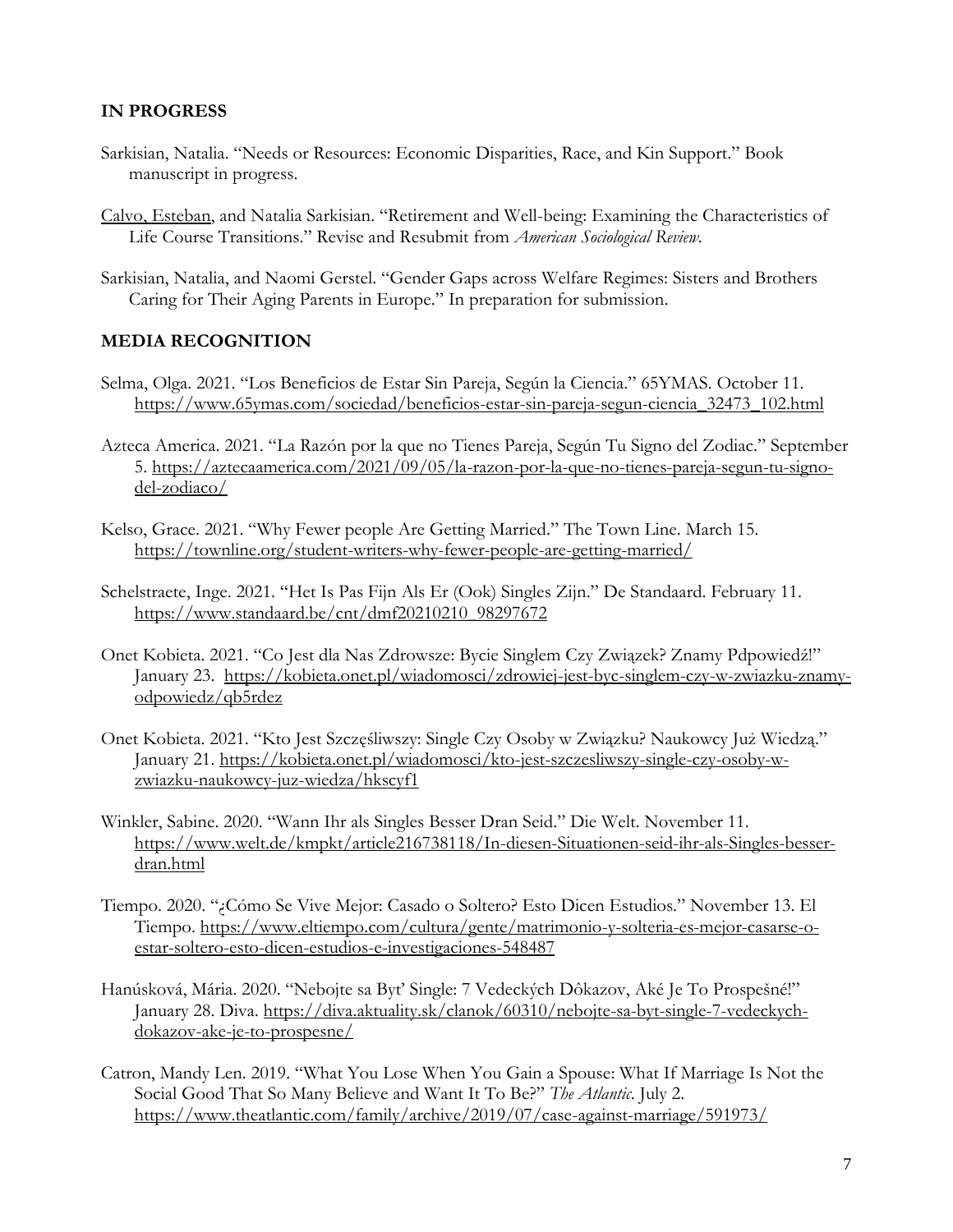## IN PROGRESS

Sarkisian, Natalia. "Needs or Resources: Economic Disparities, Race, and Kin Support." Book manuscript in progress.

<u>Calvo, Esteban</u>, and Natalia Sarkisian. "Retirement and Well-being: Examining the Characteristics of Life Course Transitions." Revise and Resubmit from *American Sociological Review*.

Sarkisian, Natalia, and Naomi Gerstel. "Gender Gaps across Welfare Regimes: Sisters and Brothers Caring for Their Aging Parents in Europe." In preparation for submission.

## MEDIA RECOGNITION

Selma, Olga. 2021. "Los Beneficios de Estar Sin Pareja, Según la Ciencia." 65YMAS. October 11. https://www.65ymas.com/sociedad/beneficios-estar-sin-pareja-segun-ciencia_32473_102.html

Azteca America. 2021. "La Razón por la que no Tienes Pareja, Según Tu Signo del Zodiac." September 5. https://aztecaamerica.com/2021/09/05/la-razon-por-la-que-no-tienes-pareja-segun-tu-signo-del-zodiaco/

Kelso, Grace. 2021. "Why Fewer people Are Getting Married." The Town Line. March 15. https://townline.org/student-writers-why-fewer-people-are-getting-married/

Schelstraete, Inge. 2021. "Het Is Pas Fijn Als Er (Ook) Singles Zijn." De Standaard. February 11. https://www.standaard.be/cnt/dmf20210210_98297672

Onet Kobieta. 2021. "Co Jest dla Nas Zdrowsze: Bycie Singlem Czy Związek? Znamy Pdpowiedź!" January 23. https://kobieta.onet.pl/wiadomosci/zdrowiej-jest-byc-singlem-czy-w-zwiazku-znamy-odpowiedz/qb5rdez

Onet Kobieta. 2021. "Kto Jest Szczęśliwszy: Single Czy Osoby w Związku? Naukowcy Już Wiedzą." January 21. https://kobieta.onet.pl/wiadomosci/kto-jest-szczesliwszy-single-czy-osoby-w-zwiazku-naukowcy-juz-wiedza/hkscyf1

Winkler, Sabine. 2020. "Wann Ihr als Singles Besser Dran Seid." Die Welt. November 11. https://www.welt.de/kmpkt/article216738118/In-diesen-Situationen-seid-ihr-als-Singles-besser-dran.html

Tiempo. 2020. "¿Cómo Se Vive Mejor: Casado o Soltero? Esto Dicen Estudios." November 13. El Tiempo. https://www.eltiempo.com/cultura/gente/matrimonio-y-solteria-es-mejor-casarse-o-estar-soltero-esto-dicen-estudios-e-investigaciones-548487

Hanúsková, Mária. 2020. "Nebojte sa Byť Single: 7 Vedeckých Dôkazov, Aké Je To Prospešné!" January 28. Diva. https://diva.aktuality.sk/clanok/60310/nebojte-sa-byt-single-7-vedeckych-dokazov-ake-je-to-prospesne/

Catron, Mandy Len. 2019. "What You Lose When You Gain a Spouse: What If Marriage Is Not the Social Good That So Many Believe and Want It To Be?" *The Atlantic*. July 2. https://www.theatlantic.com/family/archive/2019/07/case-against-marriage/591973/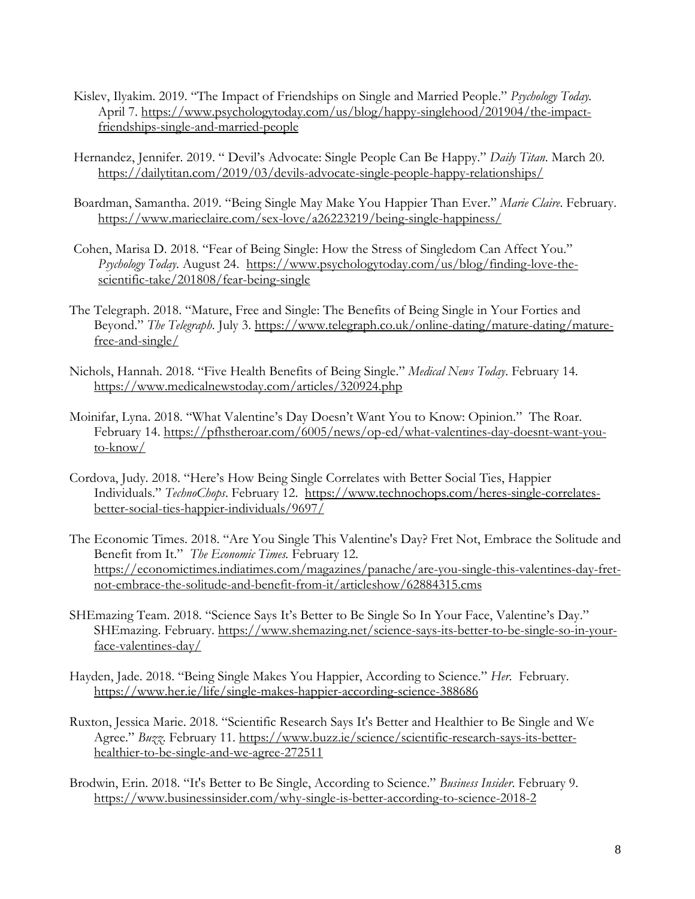Kislev, Ilyakim. 2019. "The Impact of Friendships on Single and Married People." *Psychology Today*. April 7. https://www.psychologytoday.com/us/blog/happy-singlehood/201904/the-impact-friendships-single-and-married-people

Hernandez, Jennifer. 2019. " Devil's Advocate: Single People Can Be Happy." *Daily Titan*. March 20. https://dailytitan.com/2019/03/devils-advocate-single-people-happy-relationships/

Boardman, Samantha. 2019. "Being Single May Make You Happier Than Ever." *Marie Claire*. February. https://www.marieclaire.com/sex-love/a26223219/being-single-happiness/

Cohen, Marisa D. 2018. "Fear of Being Single: How the Stress of Singledom Can Affect You." *Psychology Today*. August 24. https://www.psychologytoday.com/us/blog/finding-love-the-scientific-take/201808/fear-being-single

The Telegraph. 2018. "Mature, Free and Single: The Benefits of Being Single in Your Forties and Beyond." *The Telegraph*. July 3. https://www.telegraph.co.uk/online-dating/mature-dating/mature-free-and-single/

Nichols, Hannah. 2018. "Five Health Benefits of Being Single." *Medical News Today*. February 14. https://www.medicalnewstoday.com/articles/320924.php

Moinifar, Lyna. 2018. "What Valentine's Day Doesn't Want You to Know: Opinion." The Roar. February 14. https://pfhstheroar.com/6005/news/op-ed/what-valentines-day-doesnt-want-you-to-know/

Cordova, Judy. 2018. "Here's How Being Single Correlates with Better Social Ties, Happier Individuals." *TechnoChops*. February 12. https://www.technochops.com/heres-single-correlates-better-social-ties-happier-individuals/9697/

The Economic Times. 2018. "Are You Single This Valentine's Day? Fret Not, Embrace the Solitude and Benefit from It." *The Economic Times*. February 12. https://economictimes.indiatimes.com/magazines/panache/are-you-single-this-valentines-day-fret-not-embrace-the-solitude-and-benefit-from-it/articleshow/62884315.cms

SHEmazing Team. 2018. "Science Says It's Better to Be Single So In Your Face, Valentine's Day." SHEmazing. February. https://www.shemazing.net/science-says-its-better-to-be-single-so-in-your-face-valentines-day/

Hayden, Jade. 2018. "Being Single Makes You Happier, According to Science." *Her*. February. https://www.her.ie/life/single-makes-happier-according-science-388686

Ruxton, Jessica Marie. 2018. "Scientific Research Says It's Better and Healthier to Be Single and We Agree." *Buzz*. February 11. https://www.buzz.ie/science/scientific-research-says-its-better-healthier-to-be-single-and-we-agree-272511

Brodwin, Erin. 2018. "It's Better to Be Single, According to Science." *Business Insider*. February 9. https://www.businessinsider.com/why-single-is-better-according-to-science-2018-2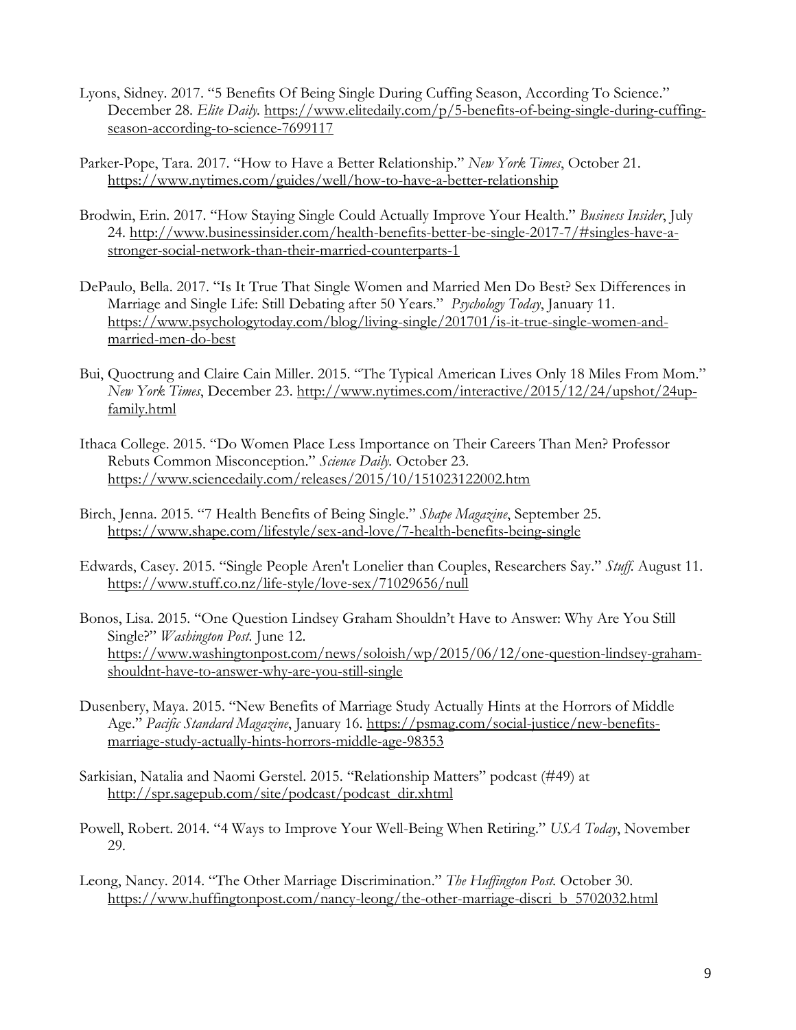Lyons, Sidney. 2017. "5 Benefits Of Being Single During Cuffing Season, According To Science." December 28. *Elite Daily.* https://www.elitedaily.com/p/5-benefits-of-being-single-during-cuffing-season-according-to-science-7699117

Parker-Pope, Tara. 2017. "How to Have a Better Relationship." *New York Times*, October 21. https://www.nytimes.com/guides/well/how-to-have-a-better-relationship

Brodwin, Erin. 2017. "How Staying Single Could Actually Improve Your Health." *Business Insider*, July 24. http://www.businessinsider.com/health-benefits-better-be-single-2017-7/#singles-have-a-stronger-social-network-than-their-married-counterparts-1

DePaulo, Bella. 2017. "Is It True That Single Women and Married Men Do Best? Sex Differences in Marriage and Single Life: Still Debating after 50 Years." *Psychology Today*, January 11. https://www.psychologytoday.com/blog/living-single/201701/is-it-true-single-women-and-married-men-do-best

Bui, Quoctrung and Claire Cain Miller. 2015. "The Typical American Lives Only 18 Miles From Mom." *New York Times*, December 23. http://www.nytimes.com/interactive/2015/12/24/upshot/24up-family.html

Ithaca College. 2015. "Do Women Place Less Importance on Their Careers Than Men? Professor Rebuts Common Misconception." *Science Daily.* October 23. https://www.sciencedaily.com/releases/2015/10/151023122002.htm

Birch, Jenna. 2015. "7 Health Benefits of Being Single." *Shape Magazine*, September 25. https://www.shape.com/lifestyle/sex-and-love/7-health-benefits-being-single

Edwards, Casey. 2015. "Single People Aren't Lonelier than Couples, Researchers Say." *Stuff.* August 11. https://www.stuff.co.nz/life-style/love-sex/71029656/null

Bonos, Lisa. 2015. "One Question Lindsey Graham Shouldn't Have to Answer: Why Are You Still Single?" *Washington Post.* June 12. https://www.washingtonpost.com/news/soloish/wp/2015/06/12/one-question-lindsey-graham-shouldnt-have-to-answer-why-are-you-still-single

Dusenbery, Maya. 2015. "New Benefits of Marriage Study Actually Hints at the Horrors of Middle Age." *Pacific Standard Magazine*, January 16. https://psmag.com/social-justice/new-benefits-marriage-study-actually-hints-horrors-middle-age-98353

Sarkisian, Natalia and Naomi Gerstel. 2015. "Relationship Matters" podcast (#49) at http://spr.sagepub.com/site/podcast/podcast_dir.xhtml

Powell, Robert. 2014. "4 Ways to Improve Your Well-Being When Retiring." *USA Today*, November 29.

Leong, Nancy. 2014. "The Other Marriage Discrimination." *The Huffington Post.* October 30. https://www.huffingtonpost.com/nancy-leong/the-other-marriage-discri_b_5702032.html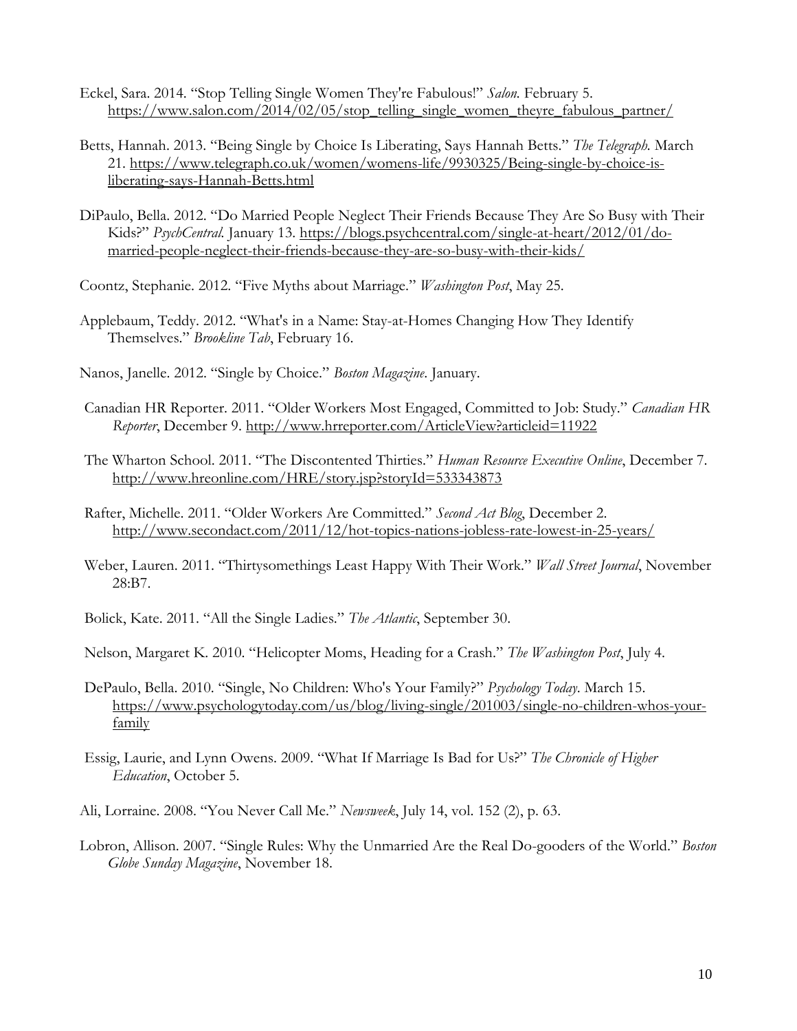Eckel, Sara. 2014. "Stop Telling Single Women They're Fabulous!" *Salon.* February 5. https://www.salon.com/2014/02/05/stop_telling_single_women_theyre_fabulous_partner/

Betts, Hannah. 2013. "Being Single by Choice Is Liberating, Says Hannah Betts." *The Telegraph.* March 21. https://www.telegraph.co.uk/women/womens-life/9930325/Being-single-by-choice-is-liberating-says-Hannah-Betts.html

DiPaulo, Bella. 2012. "Do Married People Neglect Their Friends Because They Are So Busy with Their Kids?" *PsychCentral.* January 13. https://blogs.psychcentral.com/single-at-heart/2012/01/do-married-people-neglect-their-friends-because-they-are-so-busy-with-their-kids/

Coontz, Stephanie. 2012. "Five Myths about Marriage." *Washington Post*, May 25.

Applebaum, Teddy. 2012. "What's in a Name: Stay-at-Homes Changing How They Identify Themselves." *Brookline Tab*, February 16.

Nanos, Janelle. 2012. "Single by Choice." *Boston Magazine*. January.

Canadian HR Reporter. 2011. "Older Workers Most Engaged, Committed to Job: Study." *Canadian HR Reporter*, December 9. http://www.hrreporter.com/ArticleView?articleid=11922

The Wharton School. 2011. "The Discontented Thirties." *Human Resource Executive Online*, December 7. http://www.hreonline.com/HRE/story.jsp?storyId=533343873

Rafter, Michelle. 2011. "Older Workers Are Committed." *Second Act Blog*, December 2. http://www.secondact.com/2011/12/hot-topics-nations-jobless-rate-lowest-in-25-years/

Weber, Lauren. 2011. "Thirtysomethings Least Happy With Their Work." *Wall Street Journal*, November 28:B7.

Bolick, Kate. 2011. "All the Single Ladies." *The Atlantic*, September 30.

Nelson, Margaret K. 2010. "Helicopter Moms, Heading for a Crash." *The Washington Post*, July 4.

DePaulo, Bella. 2010. "Single, No Children: Who's Your Family?" *Psychology Today*. March 15. https://www.psychologytoday.com/us/blog/living-single/201003/single-no-children-whos-your-family

Essig, Laurie, and Lynn Owens. 2009. "What If Marriage Is Bad for Us?" *The Chronicle of Higher Education*, October 5.

Ali, Lorraine. 2008. "You Never Call Me." *Newsweek*, July 14, vol. 152 (2), p. 63.

Lobron, Allison. 2007. "Single Rules: Why the Unmarried Are the Real Do-gooders of the World." *Boston Globe Sunday Magazine*, November 18.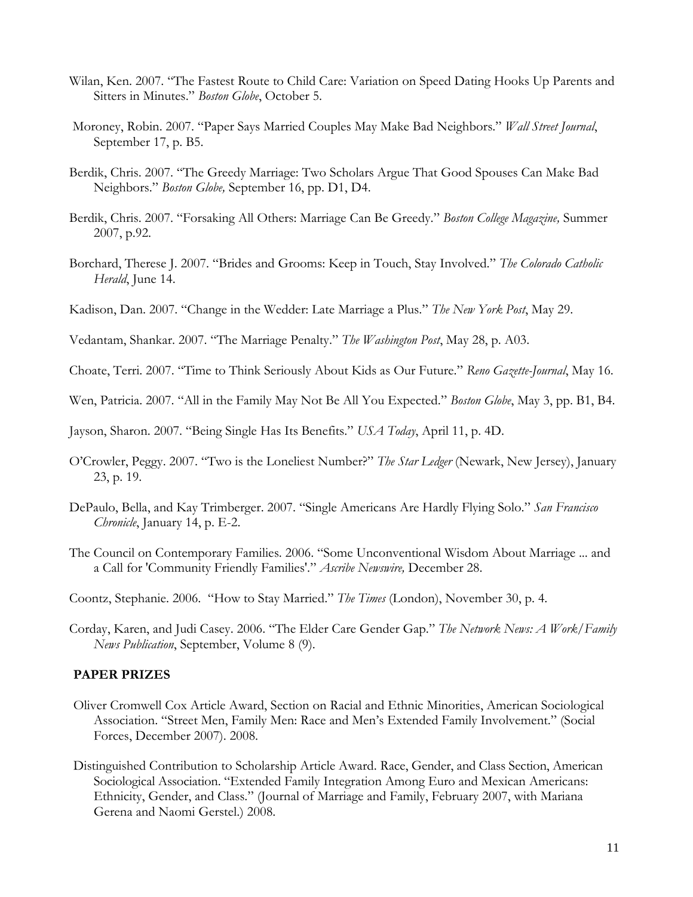Wilan, Ken. 2007. "The Fastest Route to Child Care: Variation on Speed Dating Hooks Up Parents and Sitters in Minutes." *Boston Globe*, October 5.

Moroney, Robin. 2007. "Paper Says Married Couples May Make Bad Neighbors." *Wall Street Journal*, September 17, p. B5.

Berdik, Chris. 2007. "The Greedy Marriage: Two Scholars Argue That Good Spouses Can Make Bad Neighbors." *Boston Globe,* September 16, pp. D1, D4.

Berdik, Chris. 2007. "Forsaking All Others: Marriage Can Be Greedy." *Boston College Magazine,* Summer 2007, p.92.

Borchard, Therese J. 2007. "Brides and Grooms: Keep in Touch, Stay Involved." *The Colorado Catholic Herald*, June 14.

Kadison, Dan. 2007. "Change in the Wedder: Late Marriage a Plus." *The New York Post*, May 29.

Vedantam, Shankar. 2007. "The Marriage Penalty." *The Washington Post*, May 28, p. A03.

Choate, Terri. 2007. "Time to Think Seriously About Kids as Our Future." *Reno Gazette-Journal*, May 16.

Wen, Patricia. 2007. "All in the Family May Not Be All You Expected." *Boston Globe*, May 3, pp. B1, B4.

Jayson, Sharon. 2007. "Being Single Has Its Benefits." *USA Today*, April 11, p. 4D.

O'Crowler, Peggy. 2007. "Two is the Loneliest Number?" *The Star Ledger* (Newark, New Jersey), January 23, p. 19.

DePaulo, Bella, and Kay Trimberger. 2007. "Single Americans Are Hardly Flying Solo." *San Francisco Chronicle*, January 14, p. E-2.

The Council on Contemporary Families. 2006. "Some Unconventional Wisdom About Marriage ... and a Call for 'Community Friendly Families'." *Ascribe Newswire,* December 28.

Coontz, Stephanie. 2006. "How to Stay Married." *The Times* (London), November 30, p. 4.

Corday, Karen, and Judi Casey. 2006. "The Elder Care Gender Gap." *The Network News: A Work/Family News Publication*, September, Volume 8 (9).

## PAPER PRIZES

Oliver Cromwell Cox Article Award, Section on Racial and Ethnic Minorities, American Sociological Association. "Street Men, Family Men: Race and Men's Extended Family Involvement." (Social Forces, December 2007). 2008.

Distinguished Contribution to Scholarship Article Award. Race, Gender, and Class Section, American Sociological Association. "Extended Family Integration Among Euro and Mexican Americans: Ethnicity, Gender, and Class." (Journal of Marriage and Family, February 2007, with Mariana Gerena and Naomi Gerstel.) 2008.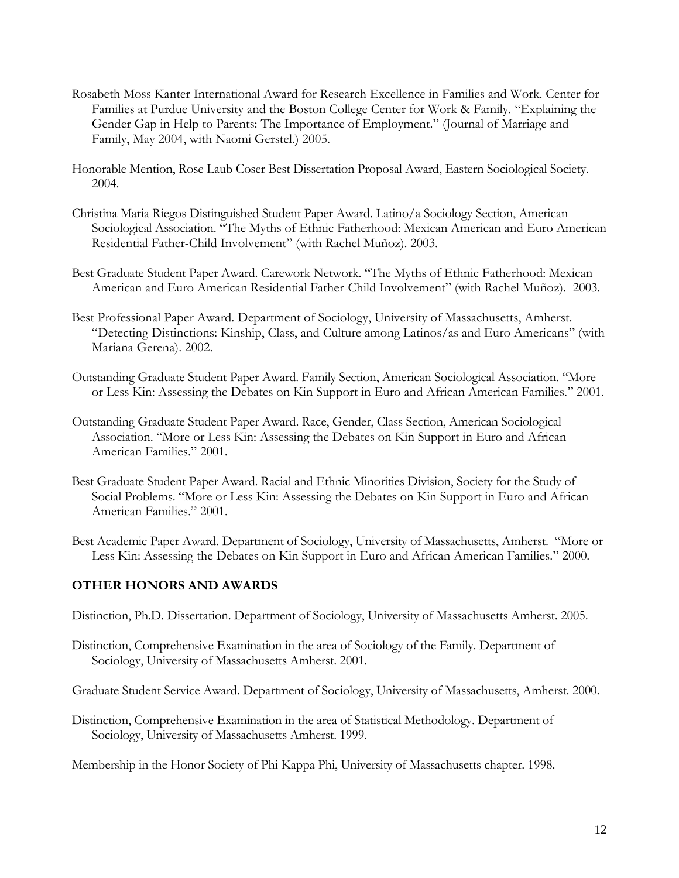Rosabeth Moss Kanter International Award for Research Excellence in Families and Work. Center for Families at Purdue University and the Boston College Center for Work & Family. "Explaining the Gender Gap in Help to Parents: The Importance of Employment." (Journal of Marriage and Family, May 2004, with Naomi Gerstel.) 2005.

Honorable Mention, Rose Laub Coser Best Dissertation Proposal Award, Eastern Sociological Society. 2004.

Christina Maria Riegos Distinguished Student Paper Award. Latino/a Sociology Section, American Sociological Association. "The Myths of Ethnic Fatherhood: Mexican American and Euro American Residential Father-Child Involvement" (with Rachel Muñoz). 2003.

Best Graduate Student Paper Award. Carework Network. "The Myths of Ethnic Fatherhood: Mexican American and Euro American Residential Father-Child Involvement" (with Rachel Muñoz). 2003.

Best Professional Paper Award. Department of Sociology, University of Massachusetts, Amherst. "Detecting Distinctions: Kinship, Class, and Culture among Latinos/as and Euro Americans" (with Mariana Gerena). 2002.

Outstanding Graduate Student Paper Award. Family Section, American Sociological Association. "More or Less Kin: Assessing the Debates on Kin Support in Euro and African American Families." 2001.

Outstanding Graduate Student Paper Award. Race, Gender, Class Section, American Sociological Association. "More or Less Kin: Assessing the Debates on Kin Support in Euro and African American Families." 2001.

Best Graduate Student Paper Award. Racial and Ethnic Minorities Division, Society for the Study of Social Problems. "More or Less Kin: Assessing the Debates on Kin Support in Euro and African American Families." 2001.

Best Academic Paper Award. Department of Sociology, University of Massachusetts, Amherst. "More or Less Kin: Assessing the Debates on Kin Support in Euro and African American Families." 2000.

## OTHER HONORS AND AWARDS

Distinction, Ph.D. Dissertation. Department of Sociology, University of Massachusetts Amherst. 2005.

Distinction, Comprehensive Examination in the area of Sociology of the Family. Department of Sociology, University of Massachusetts Amherst. 2001.

Graduate Student Service Award. Department of Sociology, University of Massachusetts, Amherst. 2000.

Distinction, Comprehensive Examination in the area of Statistical Methodology. Department of Sociology, University of Massachusetts Amherst. 1999.

Membership in the Honor Society of Phi Kappa Phi, University of Massachusetts chapter. 1998.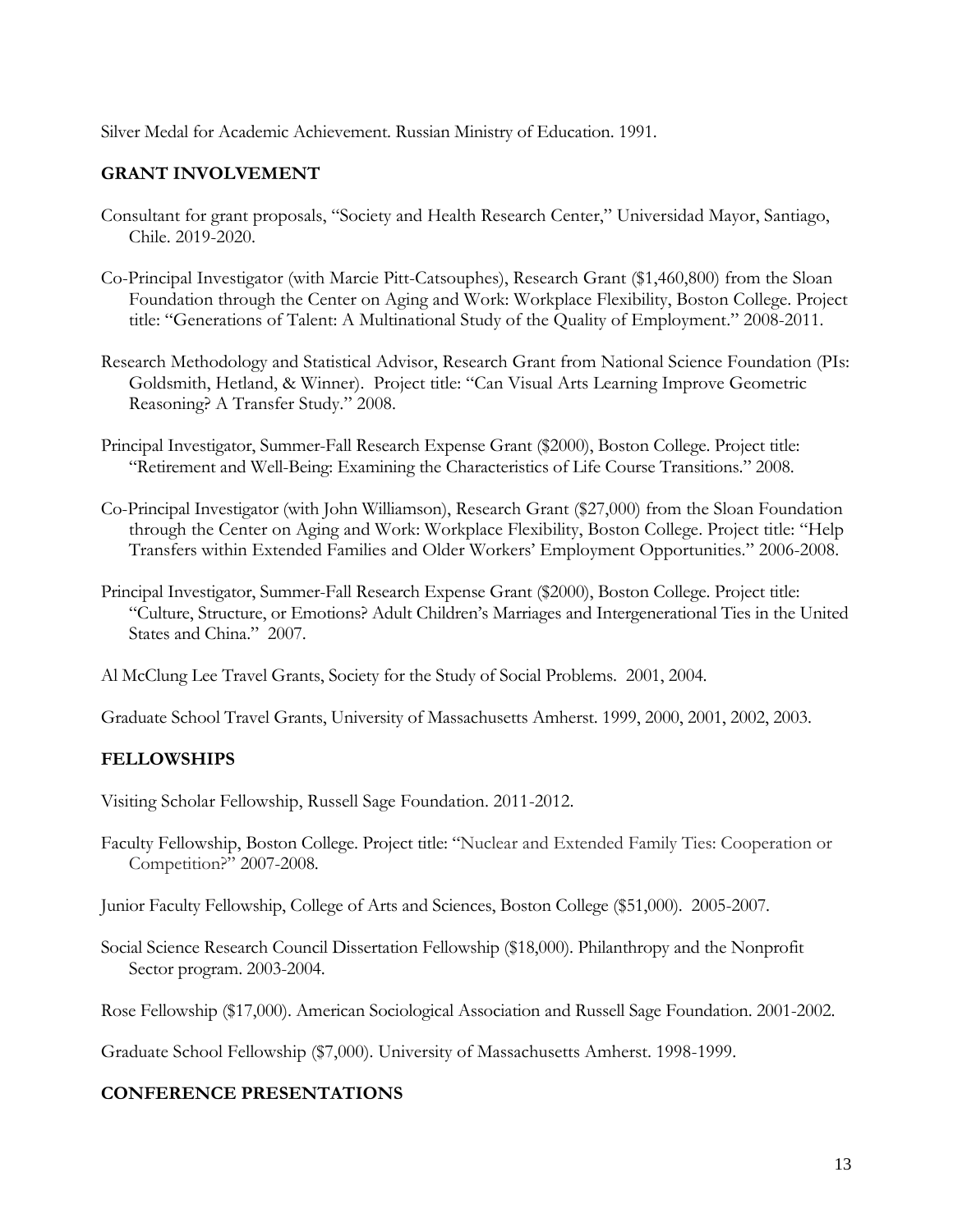Silver Medal for Academic Achievement. Russian Ministry of Education. 1991.

## GRANT INVOLVEMENT

Consultant for grant proposals, "Society and Health Research Center," Universidad Mayor, Santiago, Chile. 2019-2020.

Co-Principal Investigator (with Marcie Pitt-Catsouphes), Research Grant ($1,460,800) from the Sloan Foundation through the Center on Aging and Work: Workplace Flexibility, Boston College. Project title: "Generations of Talent: A Multinational Study of the Quality of Employment." 2008-2011.

Research Methodology and Statistical Advisor, Research Grant from National Science Foundation (PIs: Goldsmith, Hetland, & Winner). Project title: "Can Visual Arts Learning Improve Geometric Reasoning? A Transfer Study." 2008.

Principal Investigator, Summer-Fall Research Expense Grant ($2000), Boston College. Project title: "Retirement and Well-Being: Examining the Characteristics of Life Course Transitions." 2008.

Co-Principal Investigator (with John Williamson), Research Grant ($27,000) from the Sloan Foundation through the Center on Aging and Work: Workplace Flexibility, Boston College. Project title: "Help Transfers within Extended Families and Older Workers' Employment Opportunities." 2006-2008.

Principal Investigator, Summer-Fall Research Expense Grant ($2000), Boston College. Project title: "Culture, Structure, or Emotions? Adult Children's Marriages and Intergenerational Ties in the United States and China." 2007.

Al McClung Lee Travel Grants, Society for the Study of Social Problems. 2001, 2004.

Graduate School Travel Grants, University of Massachusetts Amherst. 1999, 2000, 2001, 2002, 2003.

## FELLOWSHIPS

Visiting Scholar Fellowship, Russell Sage Foundation. 2011-2012.

Faculty Fellowship, Boston College. Project title: "Nuclear and Extended Family Ties: Cooperation or Competition?" 2007-2008.

Junior Faculty Fellowship, College of Arts and Sciences, Boston College ($51,000). 2005-2007.

Social Science Research Council Dissertation Fellowship ($18,000). Philanthropy and the Nonprofit Sector program. 2003-2004.

Rose Fellowship ($17,000). American Sociological Association and Russell Sage Foundation. 2001-2002.

Graduate School Fellowship ($7,000). University of Massachusetts Amherst. 1998-1999.

## CONFERENCE PRESENTATIONS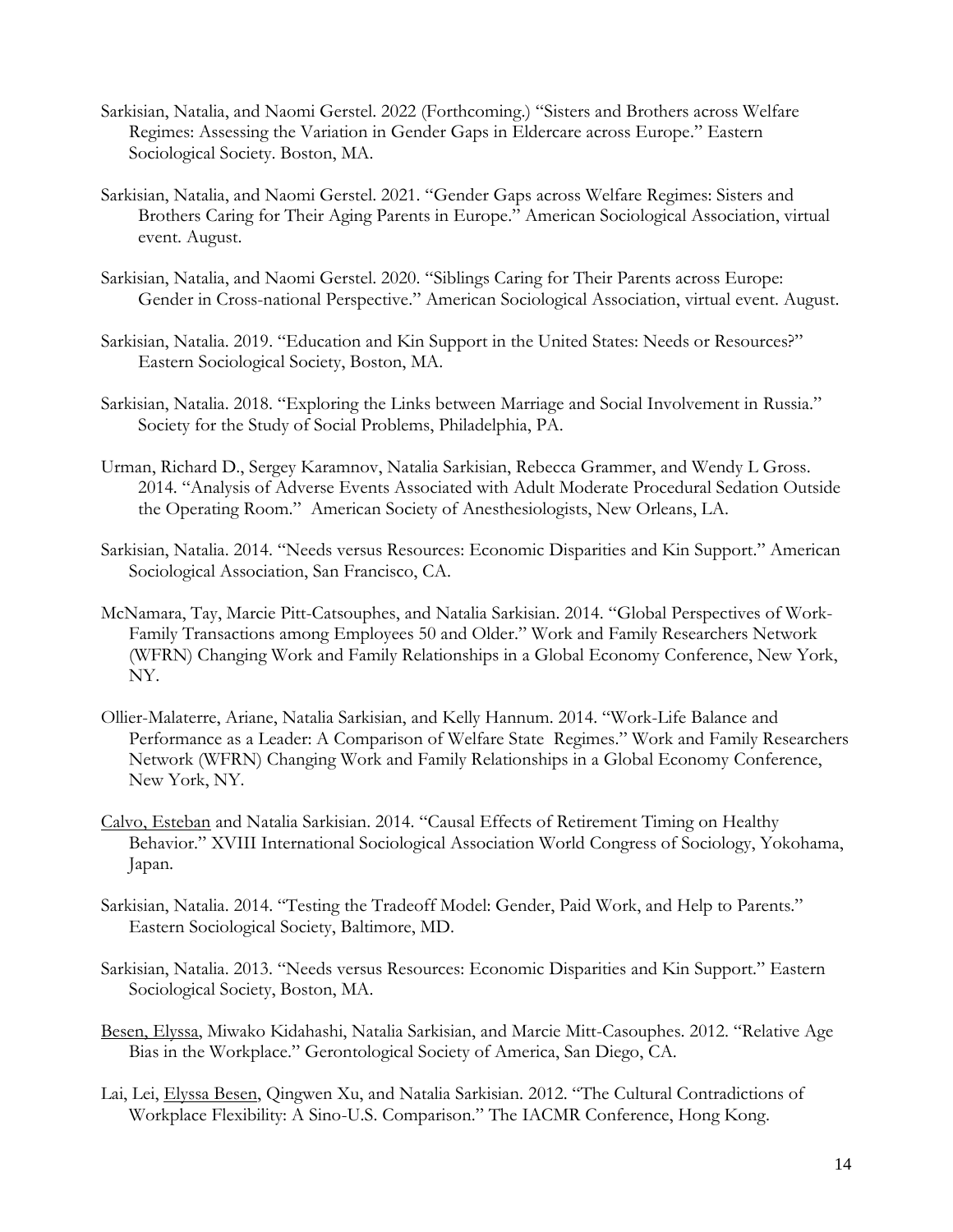Sarkisian, Natalia, and Naomi Gerstel. 2022 (Forthcoming.) "Sisters and Brothers across Welfare Regimes: Assessing the Variation in Gender Gaps in Eldercare across Europe." Eastern Sociological Society. Boston, MA.

Sarkisian, Natalia, and Naomi Gerstel. 2021. "Gender Gaps across Welfare Regimes: Sisters and Brothers Caring for Their Aging Parents in Europe." American Sociological Association, virtual event. August.

Sarkisian, Natalia, and Naomi Gerstel. 2020. "Siblings Caring for Their Parents across Europe: Gender in Cross-national Perspective." American Sociological Association, virtual event. August.

Sarkisian, Natalia. 2019. "Education and Kin Support in the United States: Needs or Resources?" Eastern Sociological Society, Boston, MA.

Sarkisian, Natalia. 2018. "Exploring the Links between Marriage and Social Involvement in Russia." Society for the Study of Social Problems, Philadelphia, PA.

Urman, Richard D., Sergey Karamnov, Natalia Sarkisian, Rebecca Grammer, and Wendy L Gross. 2014. "Analysis of Adverse Events Associated with Adult Moderate Procedural Sedation Outside the Operating Room." American Society of Anesthesiologists, New Orleans, LA.

Sarkisian, Natalia. 2014. "Needs versus Resources: Economic Disparities and Kin Support." American Sociological Association, San Francisco, CA.

McNamara, Tay, Marcie Pitt-Catsouphes, and Natalia Sarkisian. 2014. "Global Perspectives of Work-Family Transactions among Employees 50 and Older." Work and Family Researchers Network (WFRN) Changing Work and Family Relationships in a Global Economy Conference, New York, NY.

Ollier-Malaterre, Ariane, Natalia Sarkisian, and Kelly Hannum. 2014. "Work-Life Balance and Performance as a Leader: A Comparison of Welfare State Regimes." Work and Family Researchers Network (WFRN) Changing Work and Family Relationships in a Global Economy Conference, New York, NY.

<u>Calvo, Esteban</u> and Natalia Sarkisian. 2014. "Causal Effects of Retirement Timing on Healthy Behavior." XVIII International Sociological Association World Congress of Sociology, Yokohama, Japan.

Sarkisian, Natalia. 2014. "Testing the Tradeoff Model: Gender, Paid Work, and Help to Parents." Eastern Sociological Society, Baltimore, MD.

Sarkisian, Natalia. 2013. "Needs versus Resources: Economic Disparities and Kin Support." Eastern Sociological Society, Boston, MA.

<u>Besen, Elyssa</u>, Miwako Kidahashi, Natalia Sarkisian, and Marcie Mitt-Casouphes. 2012. "Relative Age Bias in the Workplace." Gerontological Society of America, San Diego, CA.

Lai, Lei, <u>Elyssa Besen</u>, Qingwen Xu, and Natalia Sarkisian. 2012. "The Cultural Contradictions of Workplace Flexibility: A Sino-U.S. Comparison." The IACMR Conference, Hong Kong.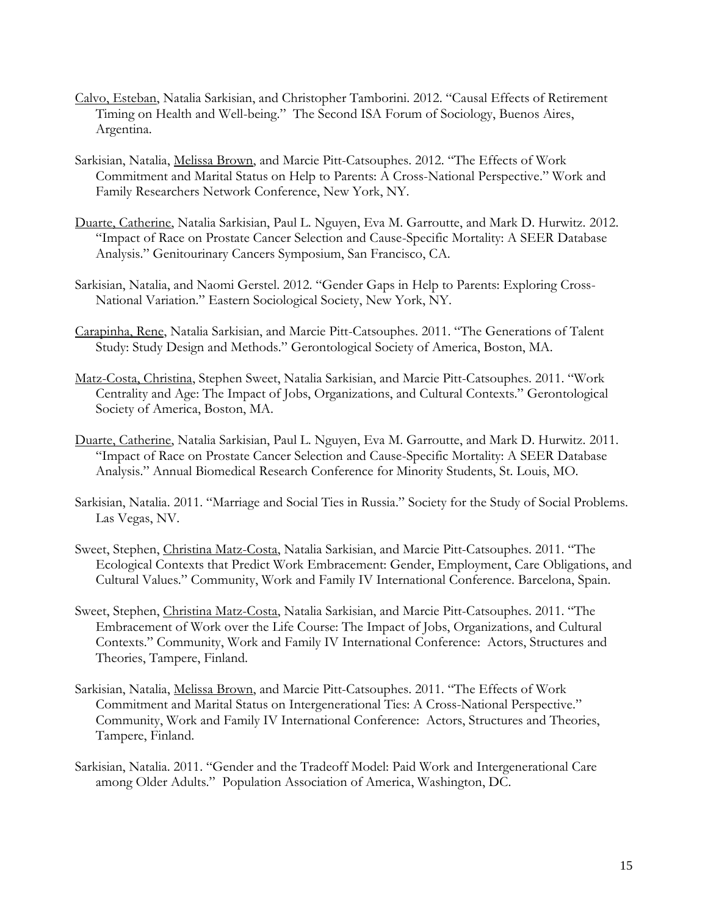<u>Calvo, Esteban</u>, Natalia Sarkisian, and Christopher Tamborini. 2012. "Causal Effects of Retirement Timing on Health and Well-being." The Second ISA Forum of Sociology, Buenos Aires, Argentina.

Sarkisian, Natalia, <u>Melissa Brown</u>, and Marcie Pitt-Catsouphes. 2012. "The Effects of Work Commitment and Marital Status on Help to Parents: A Cross-National Perspective." Work and Family Researchers Network Conference, New York, NY.

<u>Duarte, Catherine</u>, Natalia Sarkisian, Paul L. Nguyen, Eva M. Garroutte, and Mark D. Hurwitz. 2012. "Impact of Race on Prostate Cancer Selection and Cause-Specific Mortality: A SEER Database Analysis." Genitourinary Cancers Symposium, San Francisco, CA.

Sarkisian, Natalia, and Naomi Gerstel. 2012. "Gender Gaps in Help to Parents: Exploring Cross-National Variation." Eastern Sociological Society, New York, NY.

<u>Carapinha, Rene</u>, Natalia Sarkisian, and Marcie Pitt-Catsouphes. 2011. "The Generations of Talent Study: Study Design and Methods." Gerontological Society of America, Boston, MA.

<u>Matz-Costa, Christina</u>, Stephen Sweet, Natalia Sarkisian, and Marcie Pitt-Catsouphes. 2011. "Work Centrality and Age: The Impact of Jobs, Organizations, and Cultural Contexts." Gerontological Society of America, Boston, MA.

<u>Duarte, Catherine</u>, Natalia Sarkisian, Paul L. Nguyen, Eva M. Garroutte, and Mark D. Hurwitz. 2011. "Impact of Race on Prostate Cancer Selection and Cause-Specific Mortality: A SEER Database Analysis." Annual Biomedical Research Conference for Minority Students, St. Louis, MO.

Sarkisian, Natalia. 2011. "Marriage and Social Ties in Russia." Society for the Study of Social Problems. Las Vegas, NV.

Sweet, Stephen, <u>Christina Matz-Costa</u>, Natalia Sarkisian, and Marcie Pitt-Catsouphes. 2011. "The Ecological Contexts that Predict Work Embracement: Gender, Employment, Care Obligations, and Cultural Values." Community, Work and Family IV International Conference. Barcelona, Spain.

Sweet, Stephen, <u>Christina Matz-Costa</u>, Natalia Sarkisian, and Marcie Pitt-Catsouphes. 2011. "The Embracement of Work over the Life Course: The Impact of Jobs, Organizations, and Cultural Contexts." Community, Work and Family IV International Conference: Actors, Structures and Theories, Tampere, Finland.

Sarkisian, Natalia, <u>Melissa Brown</u>, and Marcie Pitt-Catsouphes. 2011. "The Effects of Work Commitment and Marital Status on Intergenerational Ties: A Cross-National Perspective." Community, Work and Family IV International Conference: Actors, Structures and Theories, Tampere, Finland.

Sarkisian, Natalia. 2011. "Gender and the Tradeoff Model: Paid Work and Intergenerational Care among Older Adults." Population Association of America, Washington, DC.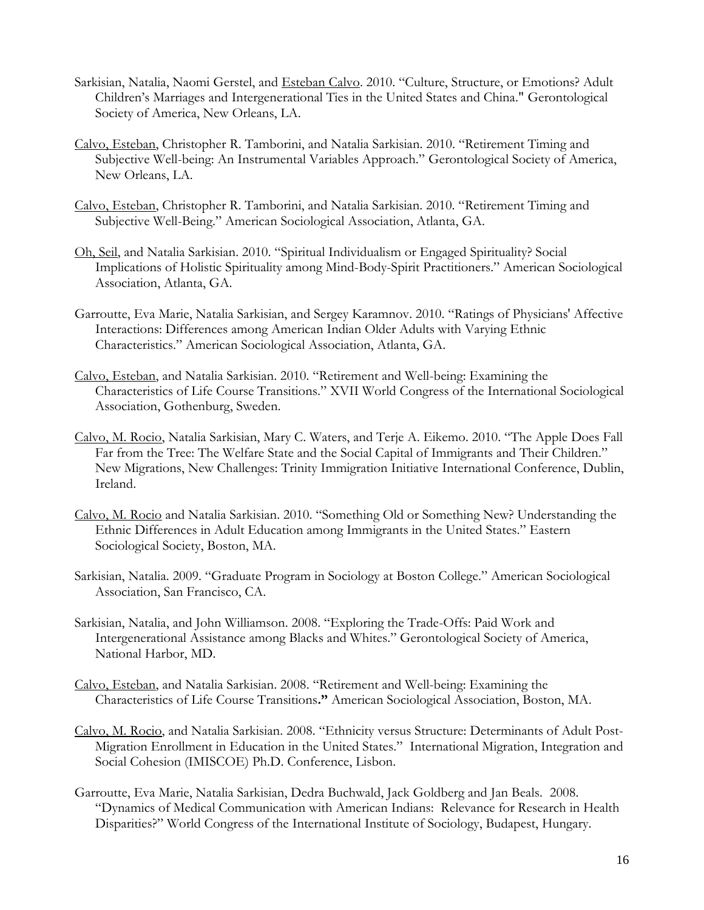Sarkisian, Natalia, Naomi Gerstel, and Esteban Calvo. 2010. "Culture, Structure, or Emotions? Adult Children's Marriages and Intergenerational Ties in the United States and China." Gerontological Society of America, New Orleans, LA.

Calvo, Esteban, Christopher R. Tamborini, and Natalia Sarkisian. 2010. "Retirement Timing and Subjective Well-being: An Instrumental Variables Approach." Gerontological Society of America, New Orleans, LA.

Calvo, Esteban, Christopher R. Tamborini, and Natalia Sarkisian. 2010. "Retirement Timing and Subjective Well-Being." American Sociological Association, Atlanta, GA.

Oh, Seil, and Natalia Sarkisian. 2010. "Spiritual Individualism or Engaged Spirituality? Social Implications of Holistic Spirituality among Mind-Body-Spirit Practitioners." American Sociological Association, Atlanta, GA.

Garroutte, Eva Marie, Natalia Sarkisian, and Sergey Karamnov. 2010. "Ratings of Physicians' Affective Interactions: Differences among American Indian Older Adults with Varying Ethnic Characteristics." American Sociological Association, Atlanta, GA.

Calvo, Esteban, and Natalia Sarkisian. 2010. "Retirement and Well-being: Examining the Characteristics of Life Course Transitions." XVII World Congress of the International Sociological Association, Gothenburg, Sweden.

Calvo, M. Rocio, Natalia Sarkisian, Mary C. Waters, and Terje A. Eikemo. 2010. "The Apple Does Fall Far from the Tree: The Welfare State and the Social Capital of Immigrants and Their Children." New Migrations, New Challenges: Trinity Immigration Initiative International Conference, Dublin, Ireland.

Calvo, M. Rocio and Natalia Sarkisian. 2010. "Something Old or Something New? Understanding the Ethnic Differences in Adult Education among Immigrants in the United States." Eastern Sociological Society, Boston, MA.

Sarkisian, Natalia. 2009. "Graduate Program in Sociology at Boston College." American Sociological Association, San Francisco, CA.

Sarkisian, Natalia, and John Williamson. 2008. "Exploring the Trade-Offs: Paid Work and Intergenerational Assistance among Blacks and Whites." Gerontological Society of America, National Harbor, MD.

Calvo, Esteban, and Natalia Sarkisian. 2008. "Retirement and Well-being: Examining the Characteristics of Life Course Transitions**."** American Sociological Association, Boston, MA.

Calvo, M. Rocio, and Natalia Sarkisian. 2008. "Ethnicity versus Structure: Determinants of Adult Post-Migration Enrollment in Education in the United States." International Migration, Integration and Social Cohesion (IMISCOE) Ph.D. Conference, Lisbon.

Garroutte, Eva Marie, Natalia Sarkisian, Dedra Buchwald, Jack Goldberg and Jan Beals. 2008. "Dynamics of Medical Communication with American Indians: Relevance for Research in Health Disparities?" World Congress of the International Institute of Sociology, Budapest, Hungary.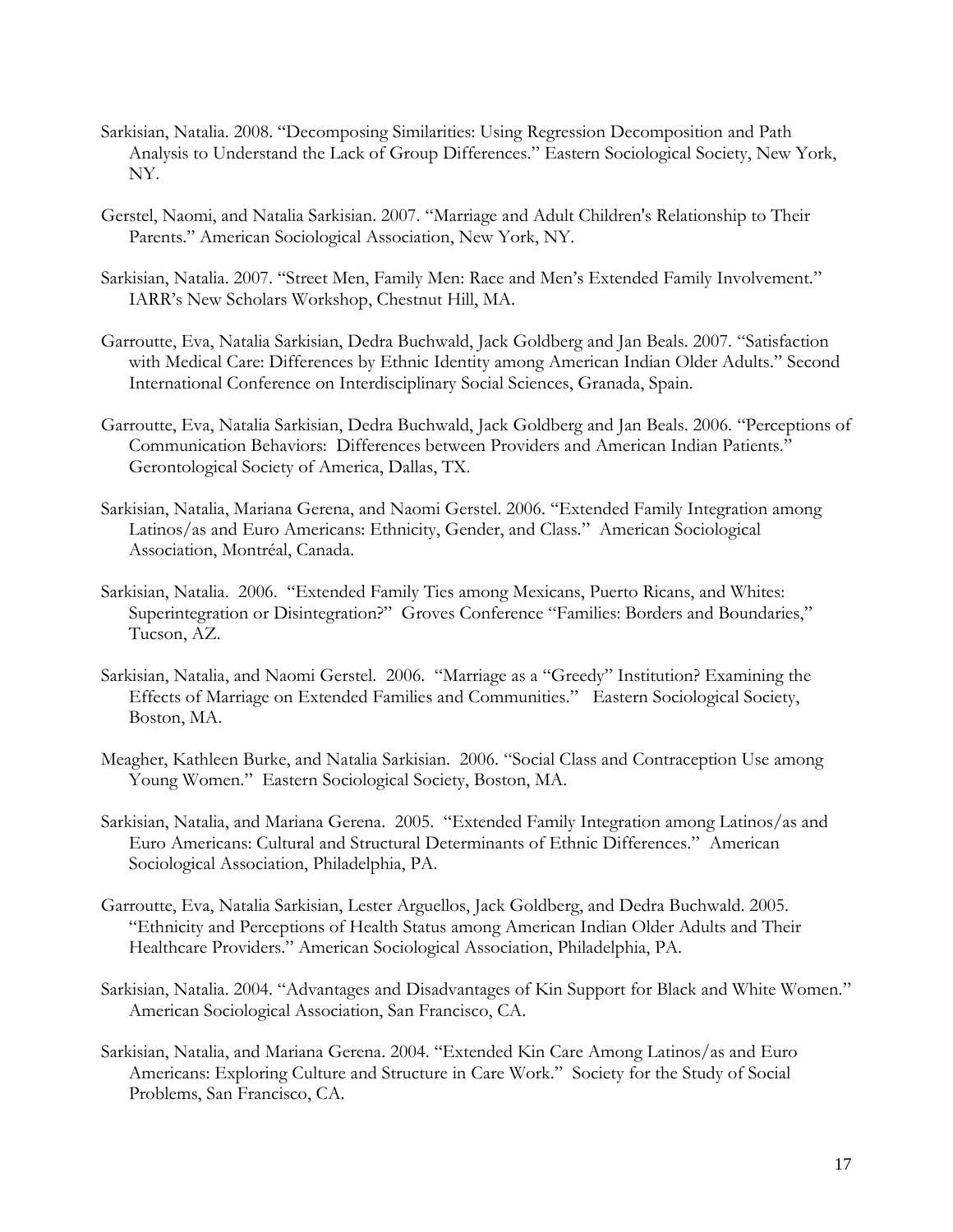Sarkisian, Natalia. 2008. “Decomposing Similarities: Using Regression Decomposition and Path Analysis to Understand the Lack of Group Differences.” Eastern Sociological Society, New York, NY.

Gerstel, Naomi, and Natalia Sarkisian. 2007. “Marriage and Adult Children's Relationship to Their Parents.” American Sociological Association, New York, NY.

Sarkisian, Natalia. 2007. “Street Men, Family Men: Race and Men’s Extended Family Involvement.” IARR’s New Scholars Workshop, Chestnut Hill, MA.

Garroutte, Eva, Natalia Sarkisian, Dedra Buchwald, Jack Goldberg and Jan Beals. 2007. “Satisfaction with Medical Care: Differences by Ethnic Identity among American Indian Older Adults.” Second International Conference on Interdisciplinary Social Sciences, Granada, Spain.

Garroutte, Eva, Natalia Sarkisian, Dedra Buchwald, Jack Goldberg and Jan Beals. 2006. “Perceptions of Communication Behaviors: Differences between Providers and American Indian Patients.” Gerontological Society of America, Dallas, TX.

Sarkisian, Natalia, Mariana Gerena, and Naomi Gerstel. 2006. “Extended Family Integration among Latinos/as and Euro Americans: Ethnicity, Gender, and Class.” American Sociological Association, Montréal, Canada.

Sarkisian, Natalia. 2006. “Extended Family Ties among Mexicans, Puerto Ricans, and Whites: Superintegration or Disintegration?” Groves Conference “Families: Borders and Boundaries,” Tucson, AZ.

Sarkisian, Natalia, and Naomi Gerstel. 2006. “Marriage as a “Greedy” Institution? Examining the Effects of Marriage on Extended Families and Communities.” Eastern Sociological Society, Boston, MA.

Meagher, Kathleen Burke, and Natalia Sarkisian. 2006. “Social Class and Contraception Use among Young Women.” Eastern Sociological Society, Boston, MA.

Sarkisian, Natalia, and Mariana Gerena. 2005. “Extended Family Integration among Latinos/as and Euro Americans: Cultural and Structural Determinants of Ethnic Differences.” American Sociological Association, Philadelphia, PA.

Garroutte, Eva, Natalia Sarkisian, Lester Arguellos, Jack Goldberg, and Dedra Buchwald. 2005. “Ethnicity and Perceptions of Health Status among American Indian Older Adults and Their Healthcare Providers.” American Sociological Association, Philadelphia, PA.

Sarkisian, Natalia. 2004. “Advantages and Disadvantages of Kin Support for Black and White Women.” American Sociological Association, San Francisco, CA.

Sarkisian, Natalia, and Mariana Gerena. 2004. “Extended Kin Care Among Latinos/as and Euro Americans: Exploring Culture and Structure in Care Work.” Society for the Study of Social Problems, San Francisco, CA.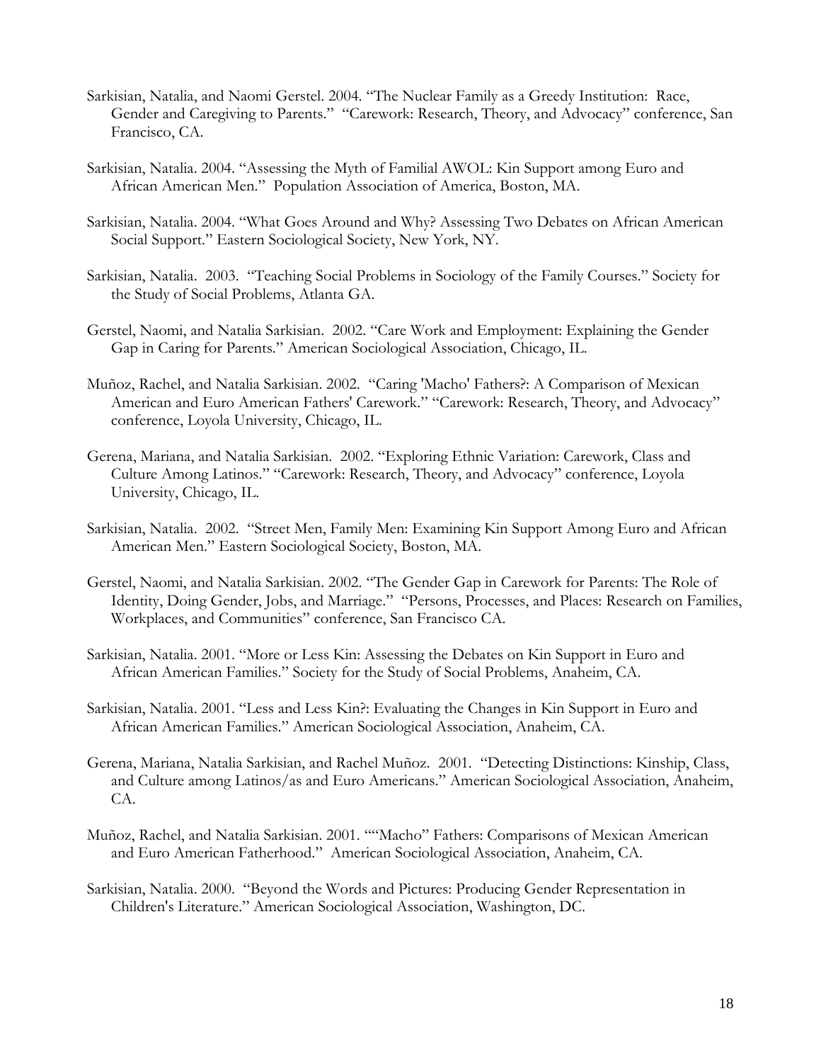Sarkisian, Natalia, and Naomi Gerstel. 2004. "The Nuclear Family as a Greedy Institution: Race, Gender and Caregiving to Parents." "Carework: Research, Theory, and Advocacy" conference, San Francisco, CA.

Sarkisian, Natalia. 2004. "Assessing the Myth of Familial AWOL: Kin Support among Euro and African American Men." Population Association of America, Boston, MA.

Sarkisian, Natalia. 2004. "What Goes Around and Why? Assessing Two Debates on African American Social Support." Eastern Sociological Society, New York, NY.

Sarkisian, Natalia. 2003. "Teaching Social Problems in Sociology of the Family Courses." Society for the Study of Social Problems, Atlanta GA.

Gerstel, Naomi, and Natalia Sarkisian. 2002. "Care Work and Employment: Explaining the Gender Gap in Caring for Parents." American Sociological Association, Chicago, IL.

Muñoz, Rachel, and Natalia Sarkisian. 2002. "Caring 'Macho' Fathers?: A Comparison of Mexican American and Euro American Fathers' Carework." "Carework: Research, Theory, and Advocacy" conference, Loyola University, Chicago, IL.

Gerena, Mariana, and Natalia Sarkisian. 2002. "Exploring Ethnic Variation: Carework, Class and Culture Among Latinos." "Carework: Research, Theory, and Advocacy" conference, Loyola University, Chicago, IL.

Sarkisian, Natalia. 2002. "Street Men, Family Men: Examining Kin Support Among Euro and African American Men." Eastern Sociological Society, Boston, MA.

Gerstel, Naomi, and Natalia Sarkisian. 2002. "The Gender Gap in Carework for Parents: The Role of Identity, Doing Gender, Jobs, and Marriage." "Persons, Processes, and Places: Research on Families, Workplaces, and Communities" conference, San Francisco CA.

Sarkisian, Natalia. 2001. "More or Less Kin: Assessing the Debates on Kin Support in Euro and African American Families." Society for the Study of Social Problems, Anaheim, CA.

Sarkisian, Natalia. 2001. "Less and Less Kin?: Evaluating the Changes in Kin Support in Euro and African American Families." American Sociological Association, Anaheim, CA.

Gerena, Mariana, Natalia Sarkisian, and Rachel Muñoz. 2001. "Detecting Distinctions: Kinship, Class, and Culture among Latinos/as and Euro Americans." American Sociological Association, Anaheim, CA.

Muñoz, Rachel, and Natalia Sarkisian. 2001. ""Macho" Fathers: Comparisons of Mexican American and Euro American Fatherhood." American Sociological Association, Anaheim, CA.

Sarkisian, Natalia. 2000. "Beyond the Words and Pictures: Producing Gender Representation in Children's Literature." American Sociological Association, Washington, DC.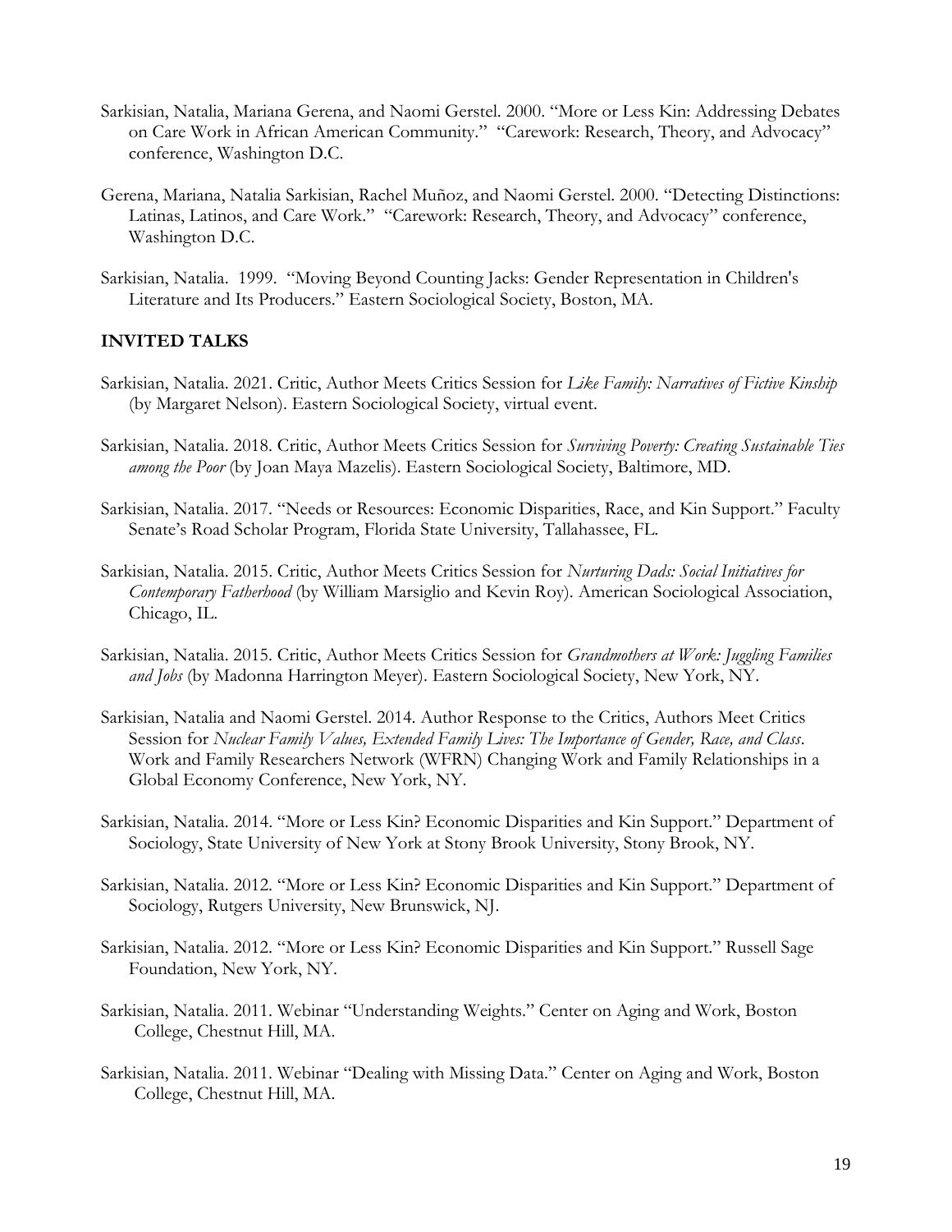Sarkisian, Natalia, Mariana Gerena, and Naomi Gerstel. 2000. "More or Less Kin: Addressing Debates on Care Work in African American Community." "Carework: Research, Theory, and Advocacy" conference, Washington D.C.

Gerena, Mariana, Natalia Sarkisian, Rachel Muñoz, and Naomi Gerstel. 2000. "Detecting Distinctions: Latinas, Latinos, and Care Work." "Carework: Research, Theory, and Advocacy" conference, Washington D.C.

Sarkisian, Natalia. 1999. "Moving Beyond Counting Jacks: Gender Representation in Children's Literature and Its Producers." Eastern Sociological Society, Boston, MA.

## INVITED TALKS

Sarkisian, Natalia. 2021. Critic, Author Meets Critics Session for *Like Family: Narratives of Fictive Kinship* (by Margaret Nelson). Eastern Sociological Society, virtual event.

Sarkisian, Natalia. 2018. Critic, Author Meets Critics Session for *Surviving Poverty: Creating Sustainable Ties among the Poor* (by Joan Maya Mazelis). Eastern Sociological Society, Baltimore, MD.

Sarkisian, Natalia. 2017. "Needs or Resources: Economic Disparities, Race, and Kin Support." Faculty Senate's Road Scholar Program, Florida State University, Tallahassee, FL.

Sarkisian, Natalia. 2015. Critic, Author Meets Critics Session for *Nurturing Dads: Social Initiatives for Contemporary Fatherhood* (by William Marsiglio and Kevin Roy). American Sociological Association, Chicago, IL.

Sarkisian, Natalia. 2015. Critic, Author Meets Critics Session for *Grandmothers at Work: Juggling Families and Jobs* (by Madonna Harrington Meyer). Eastern Sociological Society, New York, NY.

Sarkisian, Natalia and Naomi Gerstel. 2014. Author Response to the Critics, Authors Meet Critics Session for *Nuclear Family Values, Extended Family Lives: The Importance of Gender, Race, and Class*. Work and Family Researchers Network (WFRN) Changing Work and Family Relationships in a Global Economy Conference, New York, NY.

Sarkisian, Natalia. 2014. "More or Less Kin? Economic Disparities and Kin Support." Department of Sociology, State University of New York at Stony Brook University, Stony Brook, NY.

Sarkisian, Natalia. 2012. "More or Less Kin? Economic Disparities and Kin Support." Department of Sociology, Rutgers University, New Brunswick, NJ.

Sarkisian, Natalia. 2012. "More or Less Kin? Economic Disparities and Kin Support." Russell Sage Foundation, New York, NY.

Sarkisian, Natalia. 2011. Webinar "Understanding Weights." Center on Aging and Work, Boston College, Chestnut Hill, MA.

Sarkisian, Natalia. 2011. Webinar "Dealing with Missing Data." Center on Aging and Work, Boston College, Chestnut Hill, MA.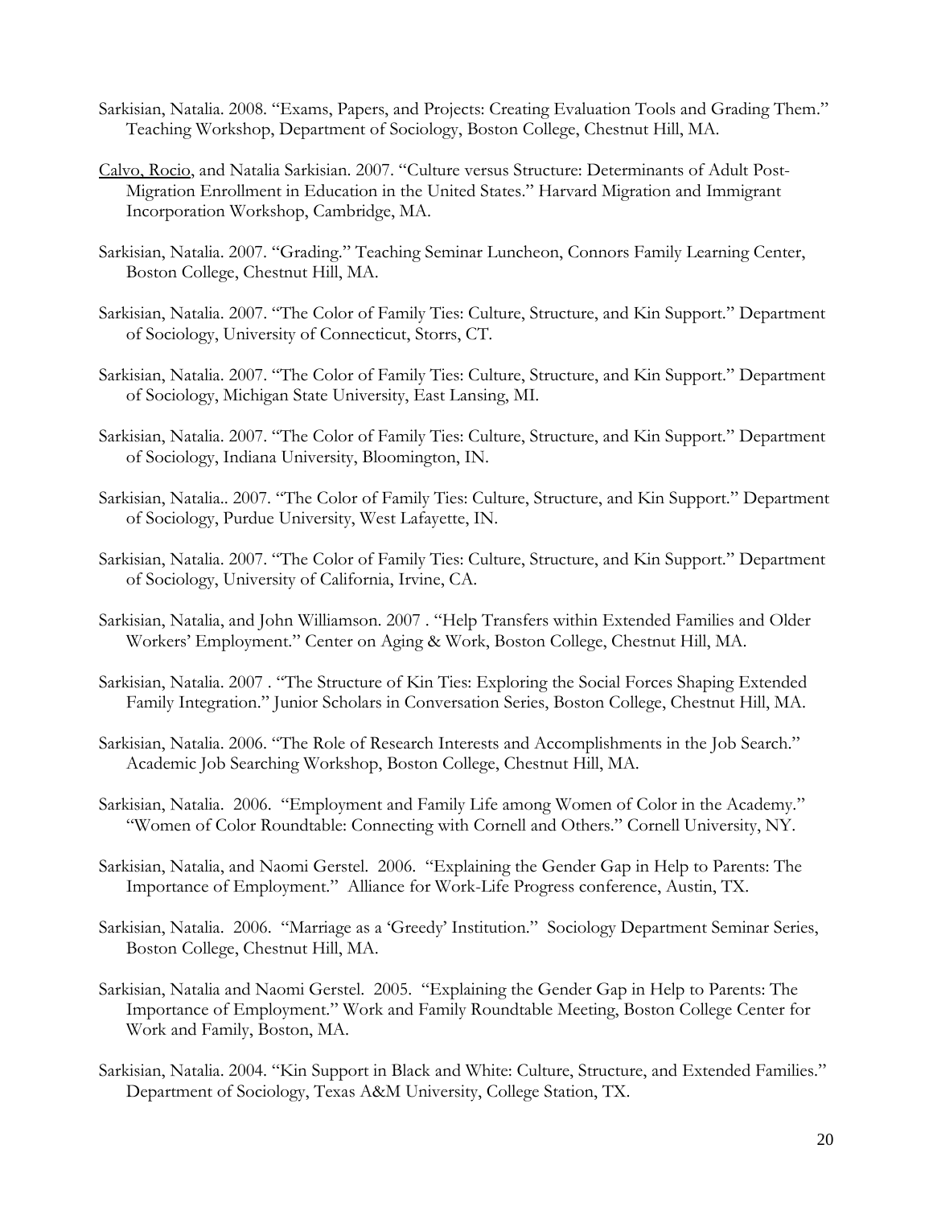Sarkisian, Natalia. 2008. "Exams, Papers, and Projects: Creating Evaluation Tools and Grading Them." Teaching Workshop, Department of Sociology, Boston College, Chestnut Hill, MA.

Calvo, Rocio, and Natalia Sarkisian. 2007. "Culture versus Structure: Determinants of Adult Post-Migration Enrollment in Education in the United States." Harvard Migration and Immigrant Incorporation Workshop, Cambridge, MA.

Sarkisian, Natalia. 2007. "Grading." Teaching Seminar Luncheon, Connors Family Learning Center, Boston College, Chestnut Hill, MA.

Sarkisian, Natalia. 2007. "The Color of Family Ties: Culture, Structure, and Kin Support." Department of Sociology, University of Connecticut, Storrs, CT.

Sarkisian, Natalia. 2007. "The Color of Family Ties: Culture, Structure, and Kin Support." Department of Sociology, Michigan State University, East Lansing, MI.

Sarkisian, Natalia. 2007. "The Color of Family Ties: Culture, Structure, and Kin Support." Department of Sociology, Indiana University, Bloomington, IN.

Sarkisian, Natalia.. 2007. "The Color of Family Ties: Culture, Structure, and Kin Support." Department of Sociology, Purdue University, West Lafayette, IN.

Sarkisian, Natalia. 2007. "The Color of Family Ties: Culture, Structure, and Kin Support." Department of Sociology, University of California, Irvine, CA.

Sarkisian, Natalia, and John Williamson. 2007 . "Help Transfers within Extended Families and Older Workers' Employment." Center on Aging & Work, Boston College, Chestnut Hill, MA.

Sarkisian, Natalia. 2007 . "The Structure of Kin Ties: Exploring the Social Forces Shaping Extended Family Integration." Junior Scholars in Conversation Series, Boston College, Chestnut Hill, MA.

Sarkisian, Natalia. 2006. "The Role of Research Interests and Accomplishments in the Job Search." Academic Job Searching Workshop, Boston College, Chestnut Hill, MA.

Sarkisian, Natalia. 2006. "Employment and Family Life among Women of Color in the Academy." "Women of Color Roundtable: Connecting with Cornell and Others." Cornell University, NY.

Sarkisian, Natalia, and Naomi Gerstel. 2006. "Explaining the Gender Gap in Help to Parents: The Importance of Employment." Alliance for Work-Life Progress conference, Austin, TX.

Sarkisian, Natalia. 2006. "Marriage as a 'Greedy' Institution." Sociology Department Seminar Series, Boston College, Chestnut Hill, MA.

Sarkisian, Natalia and Naomi Gerstel. 2005. "Explaining the Gender Gap in Help to Parents: The Importance of Employment." Work and Family Roundtable Meeting, Boston College Center for Work and Family, Boston, MA.

Sarkisian, Natalia. 2004. "Kin Support in Black and White: Culture, Structure, and Extended Families." Department of Sociology, Texas A&M University, College Station, TX.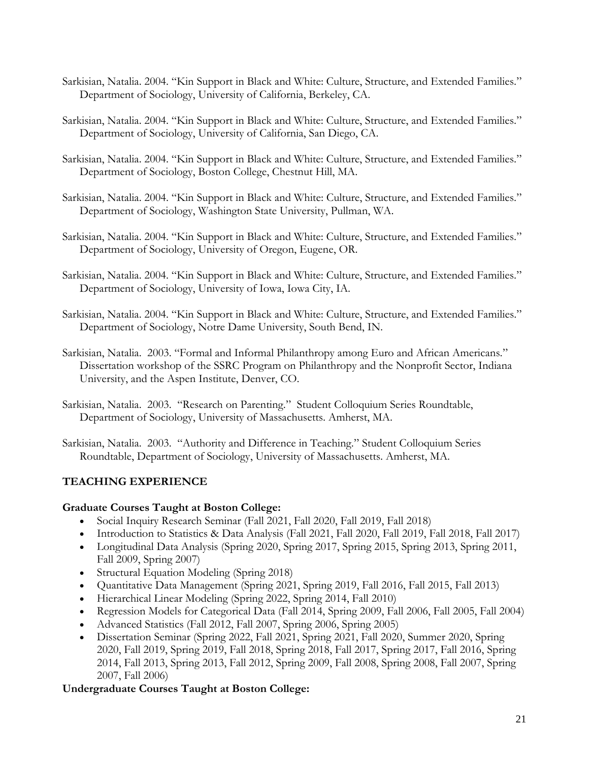Sarkisian, Natalia. 2004. "Kin Support in Black and White: Culture, Structure, and Extended Families." Department of Sociology, University of California, Berkeley, CA.

Sarkisian, Natalia. 2004. "Kin Support in Black and White: Culture, Structure, and Extended Families." Department of Sociology, University of California, San Diego, CA.

Sarkisian, Natalia. 2004. "Kin Support in Black and White: Culture, Structure, and Extended Families." Department of Sociology, Boston College, Chestnut Hill, MA.

Sarkisian, Natalia. 2004. "Kin Support in Black and White: Culture, Structure, and Extended Families." Department of Sociology, Washington State University, Pullman, WA.

Sarkisian, Natalia. 2004. "Kin Support in Black and White: Culture, Structure, and Extended Families." Department of Sociology, University of Oregon, Eugene, OR.

Sarkisian, Natalia. 2004. "Kin Support in Black and White: Culture, Structure, and Extended Families." Department of Sociology, University of Iowa, Iowa City, IA.

Sarkisian, Natalia. 2004. "Kin Support in Black and White: Culture, Structure, and Extended Families." Department of Sociology, Notre Dame University, South Bend, IN.

Sarkisian, Natalia. 2003. "Formal and Informal Philanthropy among Euro and African Americans." Dissertation workshop of the SSRC Program on Philanthropy and the Nonprofit Sector, Indiana University, and the Aspen Institute, Denver, CO.

Sarkisian, Natalia. 2003. "Research on Parenting." Student Colloquium Series Roundtable, Department of Sociology, University of Massachusetts. Amherst, MA.

Sarkisian, Natalia. 2003. "Authority and Difference in Teaching." Student Colloquium Series Roundtable, Department of Sociology, University of Massachusetts. Amherst, MA.

## TEACHING EXPERIENCE

**Graduate Courses Taught at Boston College:**

- Social Inquiry Research Seminar (Fall 2021, Fall 2020, Fall 2019, Fall 2018)
- Introduction to Statistics & Data Analysis (Fall 2021, Fall 2020, Fall 2019, Fall 2018, Fall 2017)
- Longitudinal Data Analysis (Spring 2020, Spring 2017, Spring 2015, Spring 2013, Spring 2011, Fall 2009, Spring 2007)
- Structural Equation Modeling (Spring 2018)
- Quantitative Data Management (Spring 2021, Spring 2019, Fall 2016, Fall 2015, Fall 2013)
- Hierarchical Linear Modeling (Spring 2022, Spring 2014, Fall 2010)
- Regression Models for Categorical Data (Fall 2014, Spring 2009, Fall 2006, Fall 2005, Fall 2004)
- Advanced Statistics (Fall 2012, Fall 2007, Spring 2006, Spring 2005)
- Dissertation Seminar (Spring 2022, Fall 2021, Spring 2021, Fall 2020, Summer 2020, Spring 2020, Fall 2019, Spring 2019, Fall 2018, Spring 2018, Fall 2017, Spring 2017, Fall 2016, Spring 2014, Fall 2013, Spring 2013, Fall 2012, Spring 2009, Fall 2008, Spring 2008, Fall 2007, Spring 2007, Fall 2006)

**Undergraduate Courses Taught at Boston College:**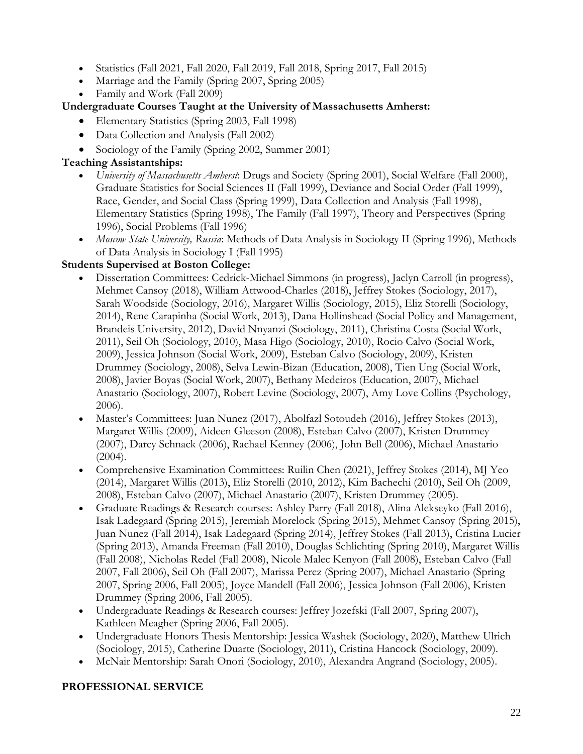- Statistics (Fall 2021, Fall 2020, Fall 2019, Fall 2018, Spring 2017, Fall 2015)
- Marriage and the Family (Spring 2007, Spring 2005)
- Family and Work (Fall 2009)

**Undergraduate Courses Taught at the University of Massachusetts Amherst:**

- Elementary Statistics (Spring 2003, Fall 1998)
- Data Collection and Analysis (Fall 2002)
- Sociology of the Family (Spring 2002, Summer 2001)

**Teaching Assistantships:**

- *University of Massachusetts Amherst*: Drugs and Society (Spring 2001), Social Welfare (Fall 2000), Graduate Statistics for Social Sciences II (Fall 1999), Deviance and Social Order (Fall 1999), Race, Gender, and Social Class (Spring 1999), Data Collection and Analysis (Fall 1998), Elementary Statistics (Spring 1998), The Family (Fall 1997), Theory and Perspectives (Spring 1996), Social Problems (Fall 1996)
- *Moscow State University, Russia*: Methods of Data Analysis in Sociology II (Spring 1996), Methods of Data Analysis in Sociology I (Fall 1995)

**Students Supervised at Boston College:**

- Dissertation Committees: Cedrick-Michael Simmons (in progress), Jaclyn Carroll (in progress), Mehmet Cansoy (2018), William Attwood-Charles (2018), Jeffrey Stokes (Sociology, 2017), Sarah Woodside (Sociology, 2016), Margaret Willis (Sociology, 2015), Eliz Storelli (Sociology, 2014), Rene Carapinha (Social Work, 2013), Dana Hollinshead (Social Policy and Management, Brandeis University, 2012), David Nnyanzi (Sociology, 2011), Christina Costa (Social Work, 2011), Seil Oh (Sociology, 2010), Masa Higo (Sociology, 2010), Rocio Calvo (Social Work, 2009), Jessica Johnson (Social Work, 2009), Esteban Calvo (Sociology, 2009), Kristen Drummey (Sociology, 2008), Selva Lewin-Bizan (Education, 2008), Tien Ung (Social Work, 2008), Javier Boyas (Social Work, 2007), Bethany Medeiros (Education, 2007), Michael Anastario (Sociology, 2007), Robert Levine (Sociology, 2007), Amy Love Collins (Psychology, 2006).
- Master's Committees: Juan Nunez (2017), Abolfazl Sotoudeh (2016), Jeffrey Stokes (2013), Margaret Willis (2009), Aideen Gleeson (2008), Esteban Calvo (2007), Kristen Drummey (2007), Darcy Schnack (2006), Rachael Kenney (2006), John Bell (2006), Michael Anastario (2004).
- Comprehensive Examination Committees: Ruilin Chen (2021), Jeffrey Stokes (2014), MJ Yeo (2014), Margaret Willis (2013), Eliz Storelli (2010, 2012), Kim Bachechi (2010), Seil Oh (2009, 2008), Esteban Calvo (2007), Michael Anastario (2007), Kristen Drummey (2005).
- Graduate Readings & Research courses: Ashley Parry (Fall 2018), Alina Alekseyko (Fall 2016), Isak Ladegaard (Spring 2015), Jeremiah Morelock (Spring 2015), Mehmet Cansoy (Spring 2015), Juan Nunez (Fall 2014), Isak Ladegaard (Spring 2014), Jeffrey Stokes (Fall 2013), Cristina Lucier (Spring 2013), Amanda Freeman (Fall 2010), Douglas Schlichting (Spring 2010), Margaret Willis (Fall 2008), Nicholas Redel (Fall 2008), Nicole Malec Kenyon (Fall 2008), Esteban Calvo (Fall 2007, Fall 2006), Seil Oh (Fall 2007), Marissa Perez (Spring 2007), Michael Anastario (Spring 2007, Spring 2006, Fall 2005), Joyce Mandell (Fall 2006), Jessica Johnson (Fall 2006), Kristen Drummey (Spring 2006, Fall 2005).
- Undergraduate Readings & Research courses: Jeffrey Jozefski (Fall 2007, Spring 2007), Kathleen Meagher (Spring 2006, Fall 2005).
- Undergraduate Honors Thesis Mentorship: Jessica Washek (Sociology, 2020), Matthew Ulrich (Sociology, 2015), Catherine Duarte (Sociology, 2011), Cristina Hancock (Sociology, 2009).
- McNair Mentorship: Sarah Onori (Sociology, 2010), Alexandra Angrand (Sociology, 2005).

## PROFESSIONAL SERVICE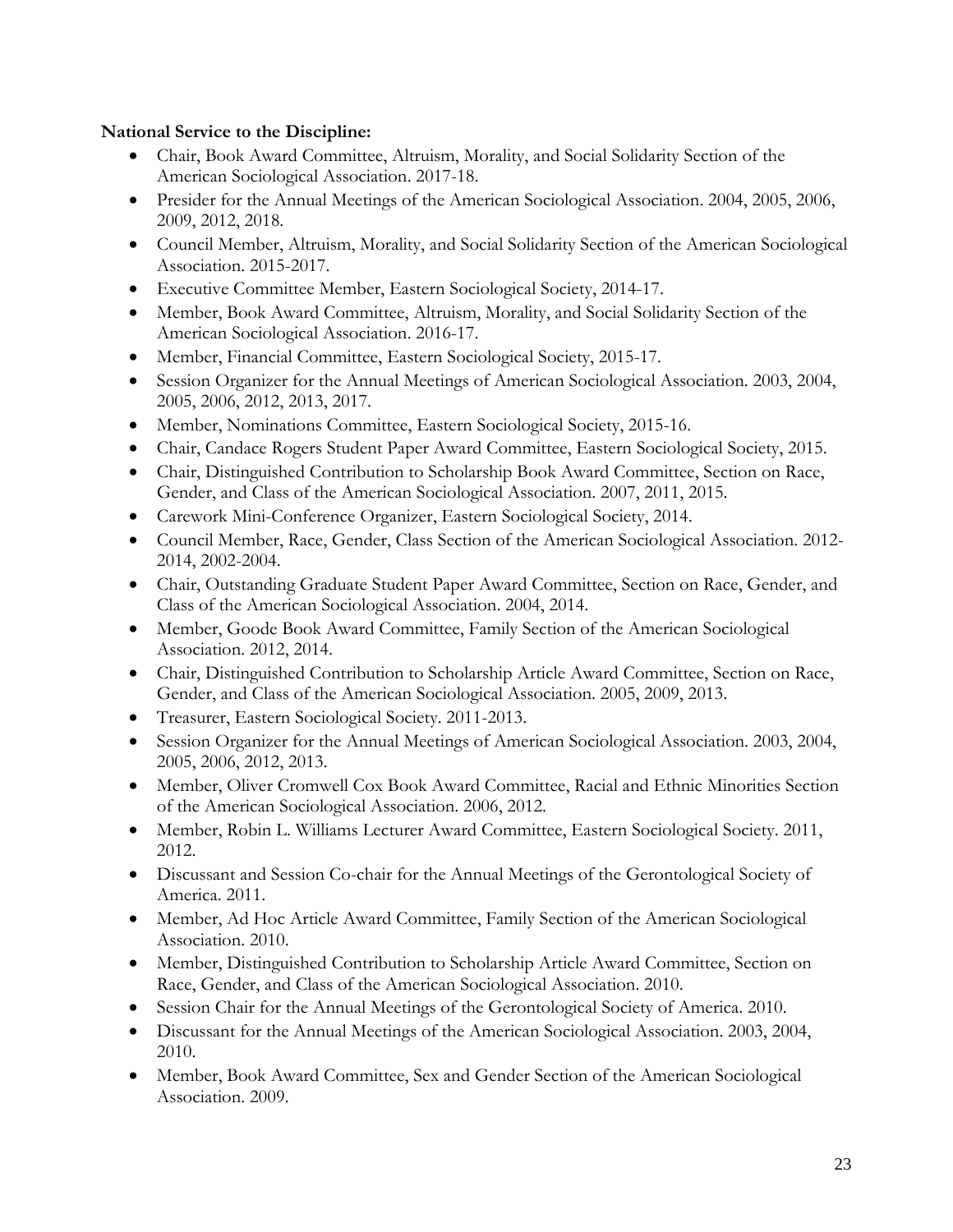**National Service to the Discipline:**

- Chair, Book Award Committee, Altruism, Morality, and Social Solidarity Section of the American Sociological Association. 2017-18.
- Presider for the Annual Meetings of the American Sociological Association. 2004, 2005, 2006, 2009, 2012, 2018.
- Council Member, Altruism, Morality, and Social Solidarity Section of the American Sociological Association. 2015-2017.
- Executive Committee Member, Eastern Sociological Society, 2014-17.
- Member, Book Award Committee, Altruism, Morality, and Social Solidarity Section of the American Sociological Association. 2016-17.
- Member, Financial Committee, Eastern Sociological Society, 2015-17.
- Session Organizer for the Annual Meetings of American Sociological Association. 2003, 2004, 2005, 2006, 2012, 2013, 2017.
- Member, Nominations Committee, Eastern Sociological Society, 2015-16.
- Chair, Candace Rogers Student Paper Award Committee, Eastern Sociological Society, 2015.
- Chair, Distinguished Contribution to Scholarship Book Award Committee, Section on Race, Gender, and Class of the American Sociological Association. 2007, 2011, 2015.
- Carework Mini-Conference Organizer, Eastern Sociological Society, 2014.
- Council Member, Race, Gender, Class Section of the American Sociological Association. 2012-2014, 2002-2004.
- Chair, Outstanding Graduate Student Paper Award Committee, Section on Race, Gender, and Class of the American Sociological Association. 2004, 2014.
- Member, Goode Book Award Committee, Family Section of the American Sociological Association. 2012, 2014.
- Chair, Distinguished Contribution to Scholarship Article Award Committee, Section on Race, Gender, and Class of the American Sociological Association. 2005, 2009, 2013.
- Treasurer, Eastern Sociological Society. 2011-2013.
- Session Organizer for the Annual Meetings of American Sociological Association. 2003, 2004, 2005, 2006, 2012, 2013.
- Member, Oliver Cromwell Cox Book Award Committee, Racial and Ethnic Minorities Section of the American Sociological Association. 2006, 2012.
- Member, Robin L. Williams Lecturer Award Committee, Eastern Sociological Society. 2011, 2012.
- Discussant and Session Co-chair for the Annual Meetings of the Gerontological Society of America. 2011.
- Member, Ad Hoc Article Award Committee, Family Section of the American Sociological Association. 2010.
- Member, Distinguished Contribution to Scholarship Article Award Committee, Section on Race, Gender, and Class of the American Sociological Association. 2010.
- Session Chair for the Annual Meetings of the Gerontological Society of America. 2010.
- Discussant for the Annual Meetings of the American Sociological Association. 2003, 2004, 2010.
- Member, Book Award Committee, Sex and Gender Section of the American Sociological Association. 2009.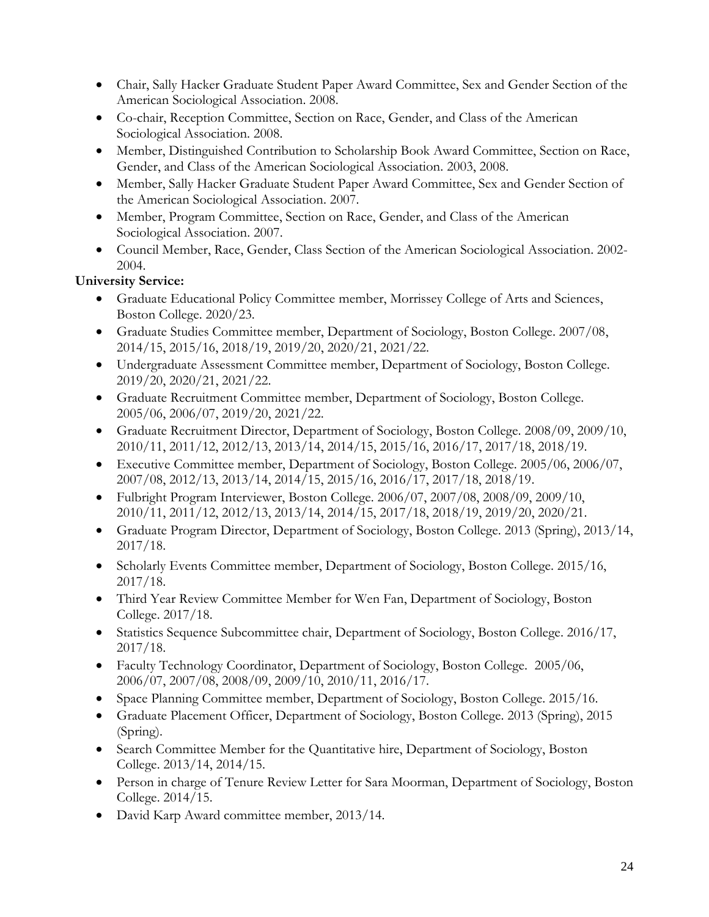- Chair, Sally Hacker Graduate Student Paper Award Committee, Sex and Gender Section of the American Sociological Association. 2008.
- Co-chair, Reception Committee, Section on Race, Gender, and Class of the American Sociological Association. 2008.
- Member, Distinguished Contribution to Scholarship Book Award Committee, Section on Race, Gender, and Class of the American Sociological Association. 2003, 2008.
- Member, Sally Hacker Graduate Student Paper Award Committee, Sex and Gender Section of the American Sociological Association. 2007.
- Member, Program Committee, Section on Race, Gender, and Class of the American Sociological Association. 2007.
- Council Member, Race, Gender, Class Section of the American Sociological Association. 2002-2004.

**University Service:**

- Graduate Educational Policy Committee member, Morrissey College of Arts and Sciences, Boston College. 2020/23.
- Graduate Studies Committee member, Department of Sociology, Boston College. 2007/08, 2014/15, 2015/16, 2018/19, 2019/20, 2020/21, 2021/22.
- Undergraduate Assessment Committee member, Department of Sociology, Boston College. 2019/20, 2020/21, 2021/22.
- Graduate Recruitment Committee member, Department of Sociology, Boston College. 2005/06, 2006/07, 2019/20, 2021/22.
- Graduate Recruitment Director, Department of Sociology, Boston College. 2008/09, 2009/10, 2010/11, 2011/12, 2012/13, 2013/14, 2014/15, 2015/16, 2016/17, 2017/18, 2018/19.
- Executive Committee member, Department of Sociology, Boston College. 2005/06, 2006/07, 2007/08, 2012/13, 2013/14, 2014/15, 2015/16, 2016/17, 2017/18, 2018/19.
- Fulbright Program Interviewer, Boston College. 2006/07, 2007/08, 2008/09, 2009/10, 2010/11, 2011/12, 2012/13, 2013/14, 2014/15, 2017/18, 2018/19, 2019/20, 2020/21.
- Graduate Program Director, Department of Sociology, Boston College. 2013 (Spring), 2013/14, 2017/18.
- Scholarly Events Committee member, Department of Sociology, Boston College. 2015/16, 2017/18.
- Third Year Review Committee Member for Wen Fan, Department of Sociology, Boston College. 2017/18.
- Statistics Sequence Subcommittee chair, Department of Sociology, Boston College. 2016/17, 2017/18.
- Faculty Technology Coordinator, Department of Sociology, Boston College. 2005/06, 2006/07, 2007/08, 2008/09, 2009/10, 2010/11, 2016/17.
- Space Planning Committee member, Department of Sociology, Boston College. 2015/16.
- Graduate Placement Officer, Department of Sociology, Boston College. 2013 (Spring), 2015 (Spring).
- Search Committee Member for the Quantitative hire, Department of Sociology, Boston College. 2013/14, 2014/15.
- Person in charge of Tenure Review Letter for Sara Moorman, Department of Sociology, Boston College. 2014/15.
- David Karp Award committee member, 2013/14.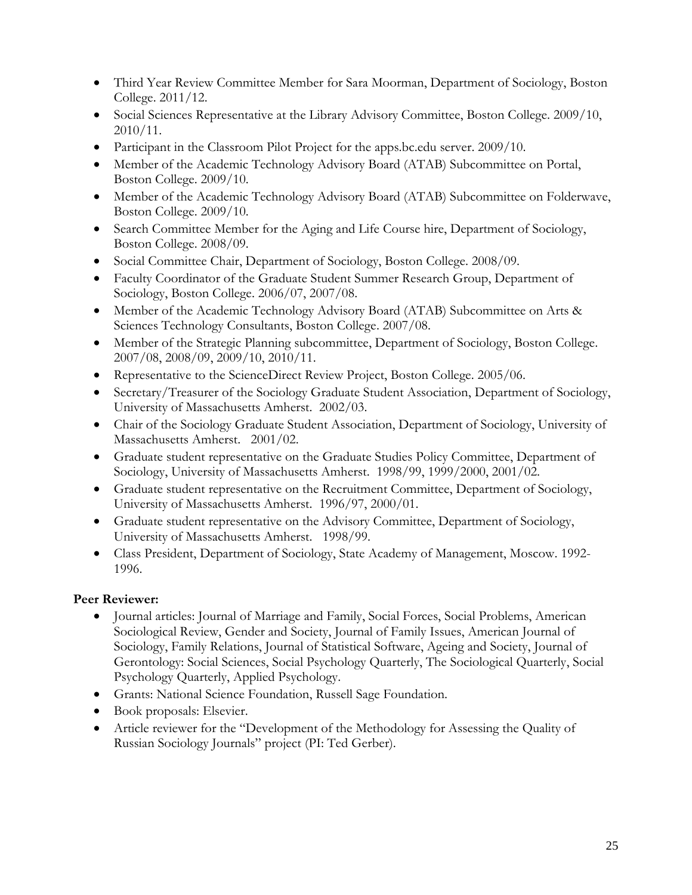- Third Year Review Committee Member for Sara Moorman, Department of Sociology, Boston College. 2011/12.
- Social Sciences Representative at the Library Advisory Committee, Boston College. 2009/10, 2010/11.
- Participant in the Classroom Pilot Project for the apps.bc.edu server. 2009/10.
- Member of the Academic Technology Advisory Board (ATAB) Subcommittee on Portal, Boston College. 2009/10.
- Member of the Academic Technology Advisory Board (ATAB) Subcommittee on Folderwave, Boston College. 2009/10.
- Search Committee Member for the Aging and Life Course hire, Department of Sociology, Boston College. 2008/09.
- Social Committee Chair, Department of Sociology, Boston College. 2008/09.
- Faculty Coordinator of the Graduate Student Summer Research Group, Department of Sociology, Boston College. 2006/07, 2007/08.
- Member of the Academic Technology Advisory Board (ATAB) Subcommittee on Arts & Sciences Technology Consultants, Boston College. 2007/08.
- Member of the Strategic Planning subcommittee, Department of Sociology, Boston College. 2007/08, 2008/09, 2009/10, 2010/11.
- Representative to the ScienceDirect Review Project, Boston College. 2005/06.
- Secretary/Treasurer of the Sociology Graduate Student Association, Department of Sociology, University of Massachusetts Amherst. 2002/03.
- Chair of the Sociology Graduate Student Association, Department of Sociology, University of Massachusetts Amherst. 2001/02.
- Graduate student representative on the Graduate Studies Policy Committee, Department of Sociology, University of Massachusetts Amherst. 1998/99, 1999/2000, 2001/02.
- Graduate student representative on the Recruitment Committee, Department of Sociology, University of Massachusetts Amherst. 1996/97, 2000/01.
- Graduate student representative on the Advisory Committee, Department of Sociology, University of Massachusetts Amherst. 1998/99.
- Class President, Department of Sociology, State Academy of Management, Moscow. 1992-1996.

**Peer Reviewer:**

- Journal articles: Journal of Marriage and Family, Social Forces, Social Problems, American Sociological Review, Gender and Society, Journal of Family Issues, American Journal of Sociology, Family Relations, Journal of Statistical Software, Ageing and Society, Journal of Gerontology: Social Sciences, Social Psychology Quarterly, The Sociological Quarterly, Social Psychology Quarterly, Applied Psychology.
- Grants: National Science Foundation, Russell Sage Foundation.
- Book proposals: Elsevier.
- Article reviewer for the "Development of the Methodology for Assessing the Quality of Russian Sociology Journals" project (PI: Ted Gerber).